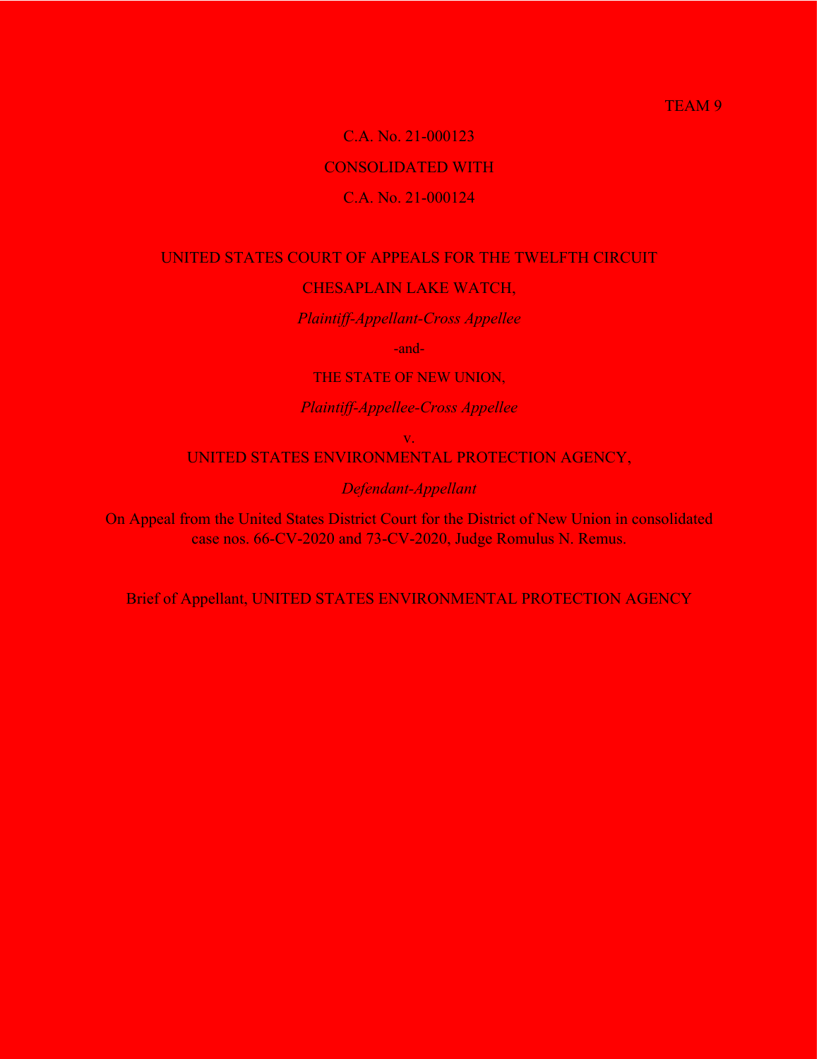TEAM 9

C.A. No. 21-000123

CONSOLIDATED WITH

C.A. No. 21-000124

UNITED STATES COURT OF APPEALS FOR THE TWELFTH CIRCUIT

CHESAPLAIN LAKE WATCH,

*Plaintiff-Appellant-Cross Appellee*

-and-

THE STATE OF NEW UNION,

*Plaintiff-Appellee-Cross Appellee*

v.

UNITED STATES ENVIRONMENTAL PROTECTION AGENCY,

*Defendant-Appellant*

On Appeal from the United States District Court for the District of New Union in consolidated case nos. 66-CV-2020 and 73-CV-2020, Judge Romulus N. Remus.

Brief of Appellant, UNITED STATES ENVIRONMENTAL PROTECTION AGENCY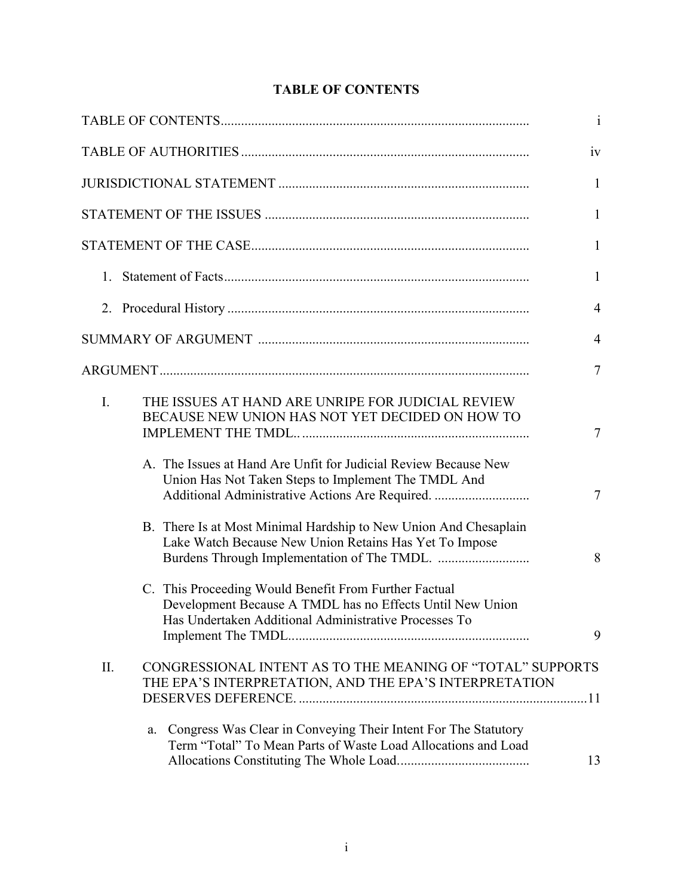# TABLE OF CONTENTS

| | |
|---|---|
| TABLE OF CONTENTS | i |
| TABLE OF AUTHORITIES | iv |
| JURISDICTIONAL STATEMENT | 1 |
| STATEMENT OF THE ISSUES | 1 |
| STATEMENT OF THE CASE | 1 |
| 1. Statement of Facts | 1 |
| 2. Procedural History | 4 |
| SUMMARY OF ARGUMENT | 4 |
| ARGUMENT | 7 |
| I. THE ISSUES AT HAND ARE UNRIPE FOR JUDICIAL REVIEW BECAUSE NEW UNION HAS NOT YET DECIDED ON HOW TO IMPLEMENT THE TMDL. | 7 |
| A. The Issues at Hand Are Unfit for Judicial Review Because New Union Has Not Taken Steps to Implement The TMDL And Additional Administrative Actions Are Required. | 7 |
| B. There Is at Most Minimal Hardship to New Union And Chesaplain Lake Watch Because New Union Retains Has Yet To Impose Burdens Through Implementation of The TMDL. | 8 |
| C. This Proceeding Would Benefit From Further Factual Development Because A TMDL has no Effects Until New Union Has Undertaken Additional Administrative Processes To Implement The TMDL. | 9 |
| II. CONGRESSIONAL INTENT AS TO THE MEANING OF "TOTAL" SUPPORTS THE EPA'S INTERPRETATION, AND THE EPA'S INTERPRETATION DESERVES DEFERENCE. | 11 |
| a. Congress Was Clear in Conveying Their Intent For The Statutory Term "Total" To Mean Parts of Waste Load Allocations and Load Allocations Constituting The Whole Load. | 13 |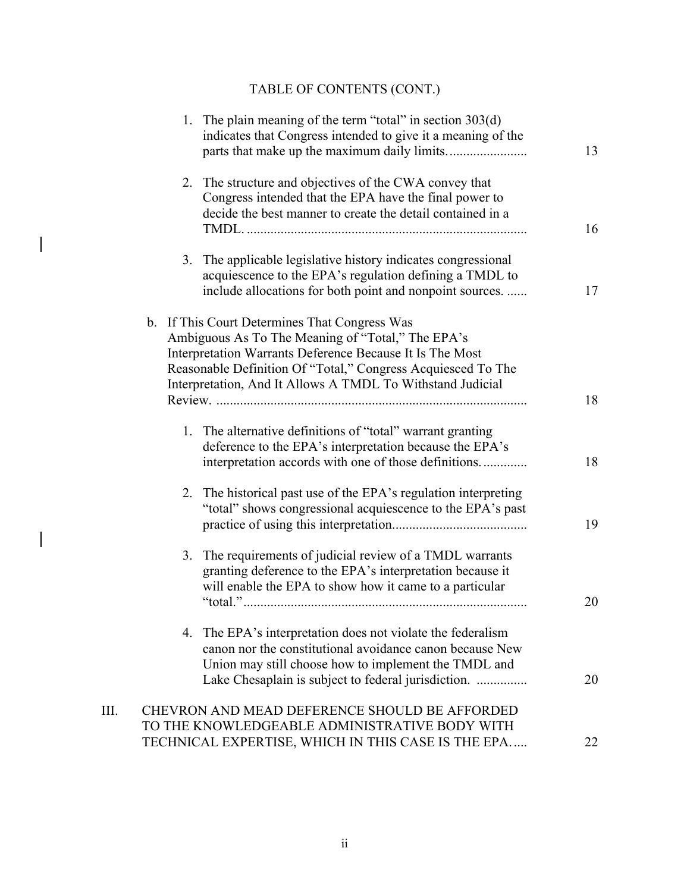TABLE OF CONTENTS (CONT.)

1. The plain meaning of the term "total" in section 303(d) indicates that Congress intended to give it a meaning of the parts that make up the maximum daily limits....................... 13

2. The structure and objectives of the CWA convey that Congress intended that the EPA have the final power to decide the best manner to create the detail contained in a TMDL. .................................................................................. 16

3. The applicable legislative history indicates congressional acquiescence to the EPA's regulation defining a TMDL to include allocations for both point and nonpoint sources. ...... 17

b. If This Court Determines That Congress Was Ambiguous As To The Meaning of "Total," The EPA's Interpretation Warrants Deference Because It Is The Most Reasonable Definition Of "Total," Congress Acquiesced To The Interpretation, And It Allows A TMDL To Withstand Judicial Review. ........................................................................................... 18

1. The alternative definitions of "total" warrant granting deference to the EPA's interpretation because the EPA's interpretation accords with one of those definitions............. 18

2. The historical past use of the EPA's regulation interpreting "total" shows congressional acquiescence to the EPA's past practice of using this interpretation....................................... 19

3. The requirements of judicial review of a TMDL warrants granting deference to the EPA's interpretation because it will enable the EPA to show how it came to a particular "total.".................................................................................. 20

4. The EPA's interpretation does not violate the federalism canon nor the constitutional avoidance canon because New Union may still choose how to implement the TMDL and Lake Chesaplain is subject to federal jurisdiction. ............... 20

III. CHEVRON AND MEAD DEFERENCE SHOULD BE AFFORDED TO THE KNOWLEDGEABLE ADMINISTRATIVE BODY WITH TECHNICAL EXPERTISE, WHICH IN THIS CASE IS THE EPA..... 22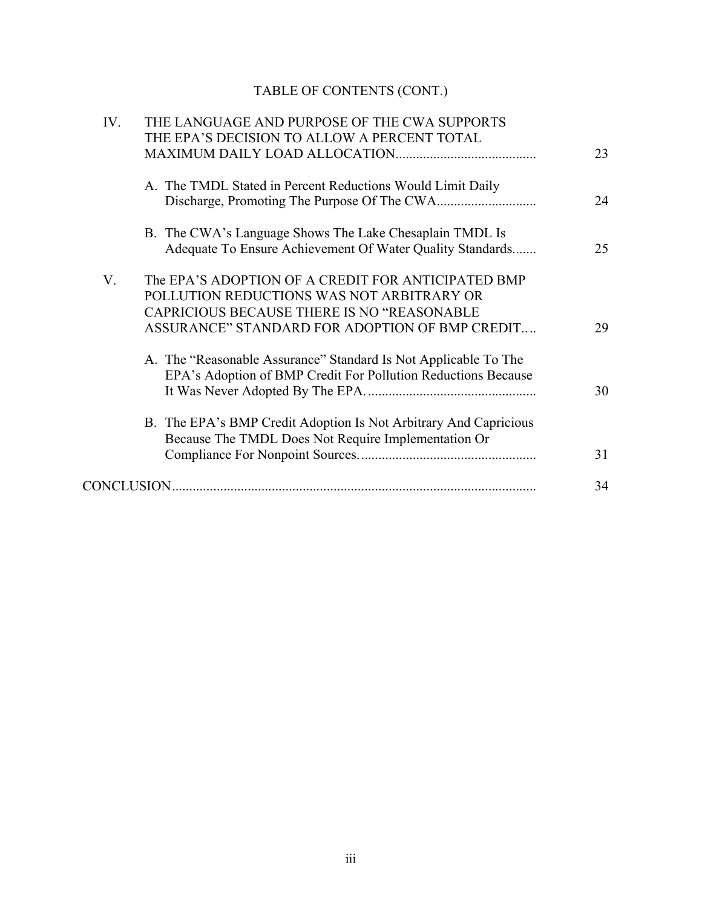TABLE OF CONTENTS (CONT.)

| | | |
|---|---|---|
| IV. | THE LANGUAGE AND PURPOSE OF THE CWA SUPPORTS THE EPA'S DECISION TO ALLOW A PERCENT TOTAL MAXIMUM DAILY LOAD ALLOCATION | 23 |
| | A. The TMDL Stated in Percent Reductions Would Limit Daily Discharge, Promoting The Purpose Of The CWA | 24 |
| | B. The CWA's Language Shows The Lake Chesaplain TMDL Is Adequate To Ensure Achievement Of Water Quality Standards | 25 |
| V. | The EPA'S ADOPTION OF A CREDIT FOR ANTICIPATED BMP POLLUTION REDUCTIONS WAS NOT ARBITRARY OR CAPRICIOUS BECAUSE THERE IS NO "REASONABLE ASSURANCE" STANDARD FOR ADOPTION OF BMP CREDIT… | 29 |
| | A. The "Reasonable Assurance" Standard Is Not Applicable To The EPA's Adoption of BMP Credit For Pollution Reductions Because It Was Never Adopted By The EPA. | 30 |
| | B. The EPA's BMP Credit Adoption Is Not Arbitrary And Capricious Because The TMDL Does Not Require Implementation Or Compliance For Nonpoint Sources. | 31 |
| CONCLUSION | | 34 |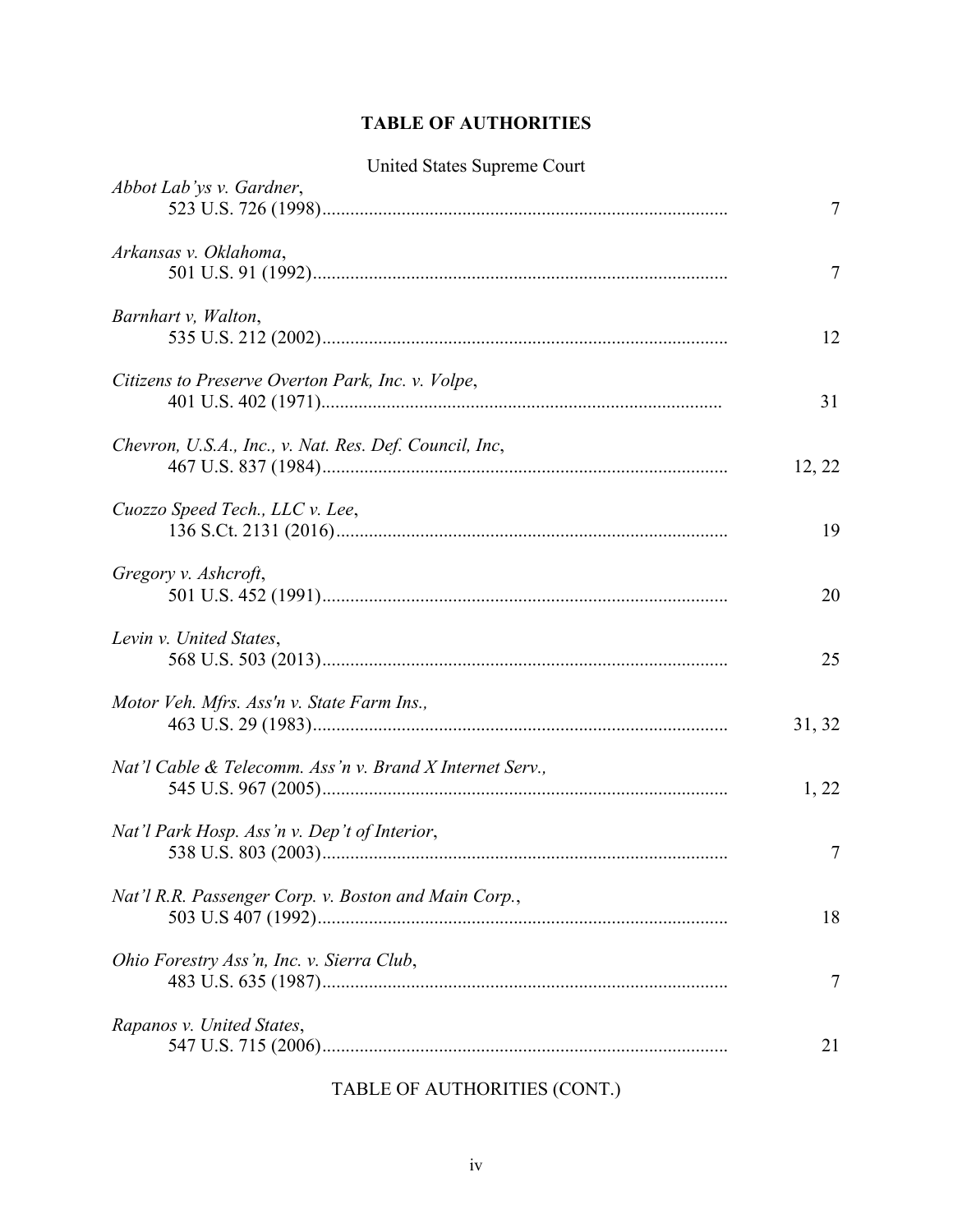# TABLE OF AUTHORITIES

United States Supreme Court

| Case | Page |
|---|---|
| *Abbot Lab'ys v. Gardner*, 523 U.S. 726 (1998) | 7 |
| *Arkansas v. Oklahoma*, 501 U.S. 91 (1992) | 7 |
| *Barnhart v, Walton*, 535 U.S. 212 (2002) | 12 |
| *Citizens to Preserve Overton Park, Inc. v. Volpe*, 401 U.S. 402 (1971) | 31 |
| *Chevron, U.S.A., Inc., v. Nat. Res. Def. Council, Inc*, 467 U.S. 837 (1984) | 12, 22 |
| *Cuozzo Speed Tech., LLC v. Lee*, 136 S.Ct. 2131 (2016) | 19 |
| *Gregory v. Ashcroft*, 501 U.S. 452 (1991) | 20 |
| *Levin v. United States*, 568 U.S. 503 (2013) | 25 |
| *Motor Veh. Mfrs. Ass'n v. State Farm Ins.*, 463 U.S. 29 (1983) | 31, 32 |
| *Nat'l Cable & Telecomm. Ass'n v. Brand X Internet Serv.*, 545 U.S. 967 (2005) | 1, 22 |
| *Nat'l Park Hosp. Ass'n v. Dep't of Interior*, 538 U.S. 803 (2003) | 7 |
| *Nat'l R.R. Passenger Corp. v. Boston and Main Corp.*, 503 U.S 407 (1992) | 18 |
| *Ohio Forestry Ass'n, Inc. v. Sierra Club*, 483 U.S. 635 (1987) | 7 |
| *Rapanos v. United States*, 547 U.S. 715 (2006) | 21 |

TABLE OF AUTHORITIES (CONT.)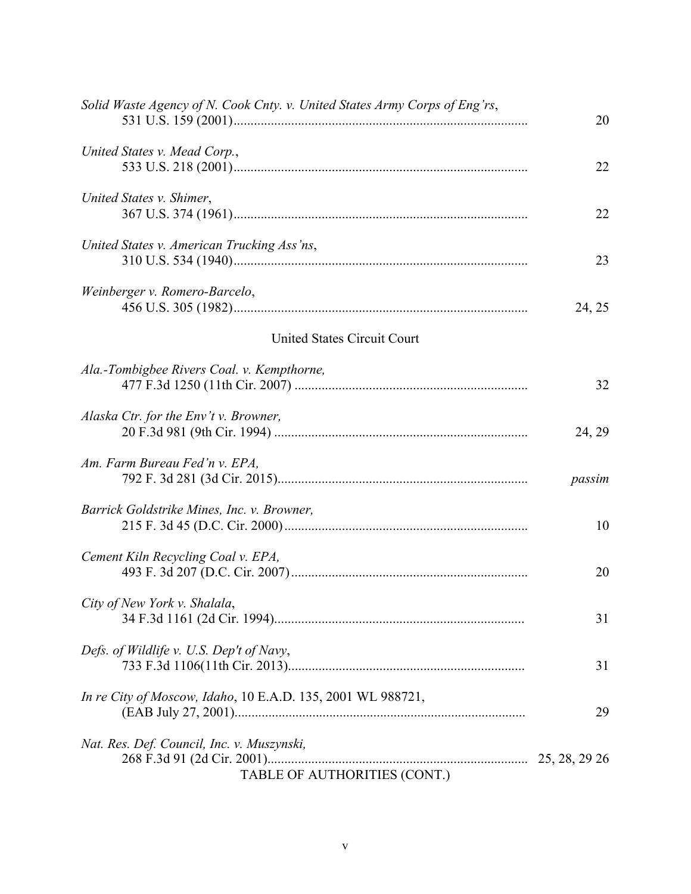*Solid Waste Agency of N. Cook Cnty. v. United States Army Corps of Eng'rs*,
531 U.S. 159 (2001) ........................................................................................ 20

*United States v. Mead Corp.*,
533 U.S. 218 (2001) ........................................................................................ 22

*United States v. Shimer*,
367 U.S. 374 (1961) ........................................................................................ 22

*United States v. American Trucking Ass'ns*,
310 U.S. 534 (1940) ........................................................................................ 23

*Weinberger v. Romero-Barcelo*,
456 U.S. 305 (1982) ........................................................................................ 24, 25

United States Circuit Court

*Ala.-Tombigbee Rivers Coal. v. Kempthorne,*
477 F.3d 1250 (11th Cir. 2007) ..................................................................... 32

*Alaska Ctr. for the Env't v. Browner,*
20 F.3d 981 (9th Cir. 1994) ........................................................................... 24, 29

*Am. Farm Bureau Fed'n v. EPA,*
792 F. 3d 281 (3d Cir. 2015) .......................................................................... *passim*

*Barrick Goldstrike Mines, Inc. v. Browner,*
215 F. 3d 45 (D.C. Cir. 2000) ........................................................................ 10

*Cement Kiln Recycling Coal v. EPA,*
493 F. 3d 207 (D.C. Cir. 2007) ...................................................................... 20

*City of New York v. Shalala*,
34 F.3d 1161 (2d Cir. 1994) ........................................................................... 31

*Defs. of Wildlife v. U.S. Dep't of Navy*,
733 F.3d 1106(11th Cir. 2013) ...................................................................... 31

*In re City of Moscow, Idaho*, 10 E.A.D. 135, 2001 WL 988721,
(EAB July 27, 2001) ....................................................................................... 29

*Nat. Res. Def. Council, Inc. v. Muszynski,*
268 F.3d 91 (2d Cir. 2001) ............................................................................ 25, 28, 29 26

TABLE OF AUTHORITIES (CONT.)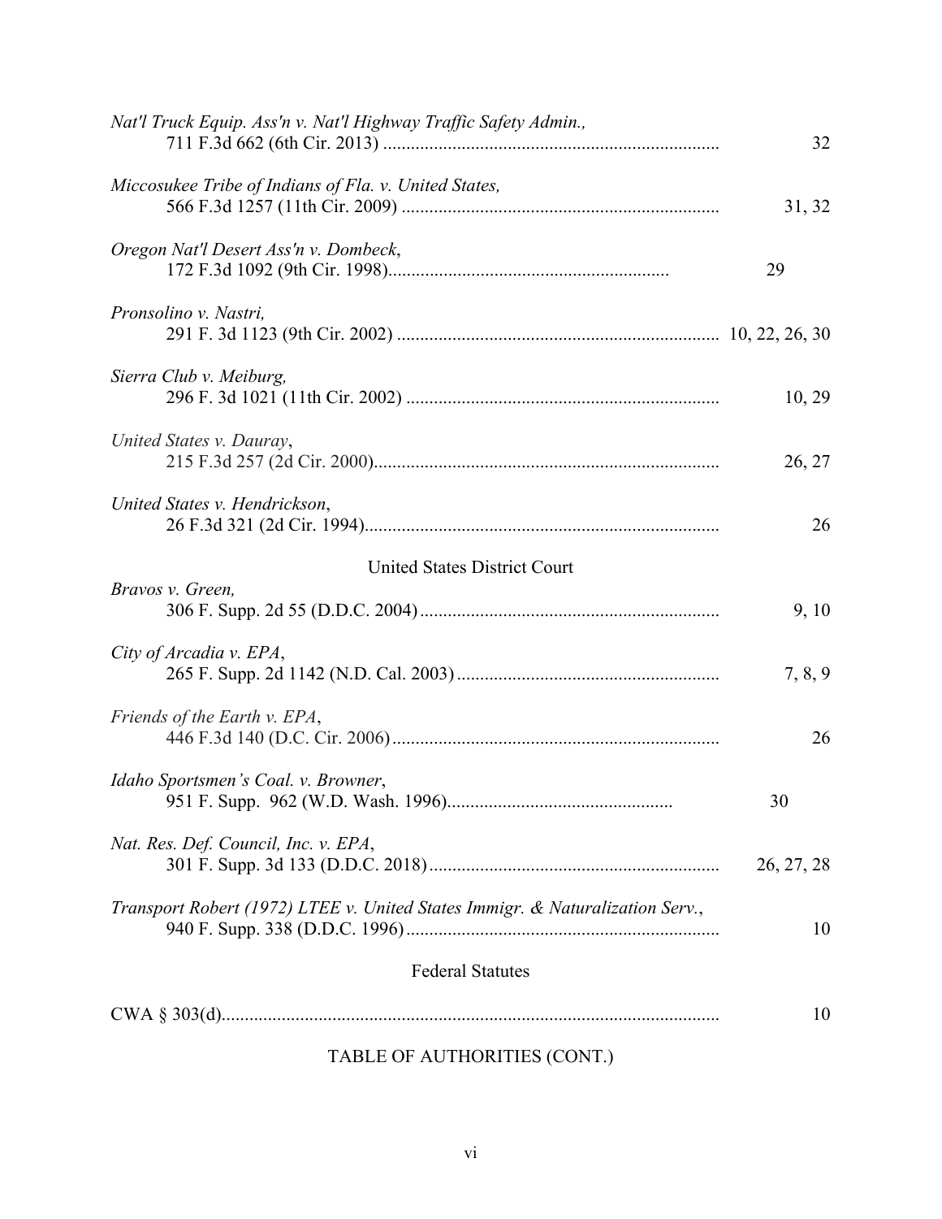*Nat'l Truck Equip. Ass'n v. Nat'l Highway Traffic Safety Admin.*,
711 F.3d 662 (6th Cir. 2013) ........................................................................ 32

*Miccosukee Tribe of Indians of Fla. v. United States,*
566 F.3d 1257 (11th Cir. 2009) .................................................................... 31, 32

*Oregon Nat'l Desert Ass'n v. Dombeck*,
172 F.3d 1092 (9th Cir. 1998)............................................................ 29

*Pronsolino v. Nastri,*
291 F. 3d 1123 (9th Cir. 2002) ..................................................................... 10, 22, 26, 30

*Sierra Club v. Meiburg,*
296 F. 3d 1021 (11th Cir. 2002) ................................................................... 10, 29

*United States v. Dauray*,
215 F.3d 257 (2d Cir. 2000)........................................................................... 26, 27

*United States v. Hendrickson*,
26 F.3d 321 (2d Cir. 1994)............................................................................. 26

United States District Court

*Bravos v. Green,*
306 F. Supp. 2d 55 (D.D.C. 2004)................................................................ 9, 10

*City of Arcadia v. EPA*,
265 F. Supp. 2d 1142 (N.D. Cal. 2003)........................................................ 7, 8, 9

*Friends of the Earth v. EPA*,
446 F.3d 140 (D.C. Cir. 2006)...................................................................... 26

*Idaho Sportsmen's Coal. v. Browner*,
951 F. Supp. 962 (W.D. Wash. 1996)................................................ 30

*Nat. Res. Def. Council, Inc. v. EPA*,
301 F. Supp. 3d 133 (D.D.C. 2018).............................................................. 26, 27, 28

*Transport Robert (1972) LTEE v. United States Immigr. & Naturalization Serv.*,
940 F. Supp. 338 (D.D.C. 1996)................................................................... 10

Federal Statutes

CWA § 303(d)........................................................................................................... 10

TABLE OF AUTHORITIES (CONT.)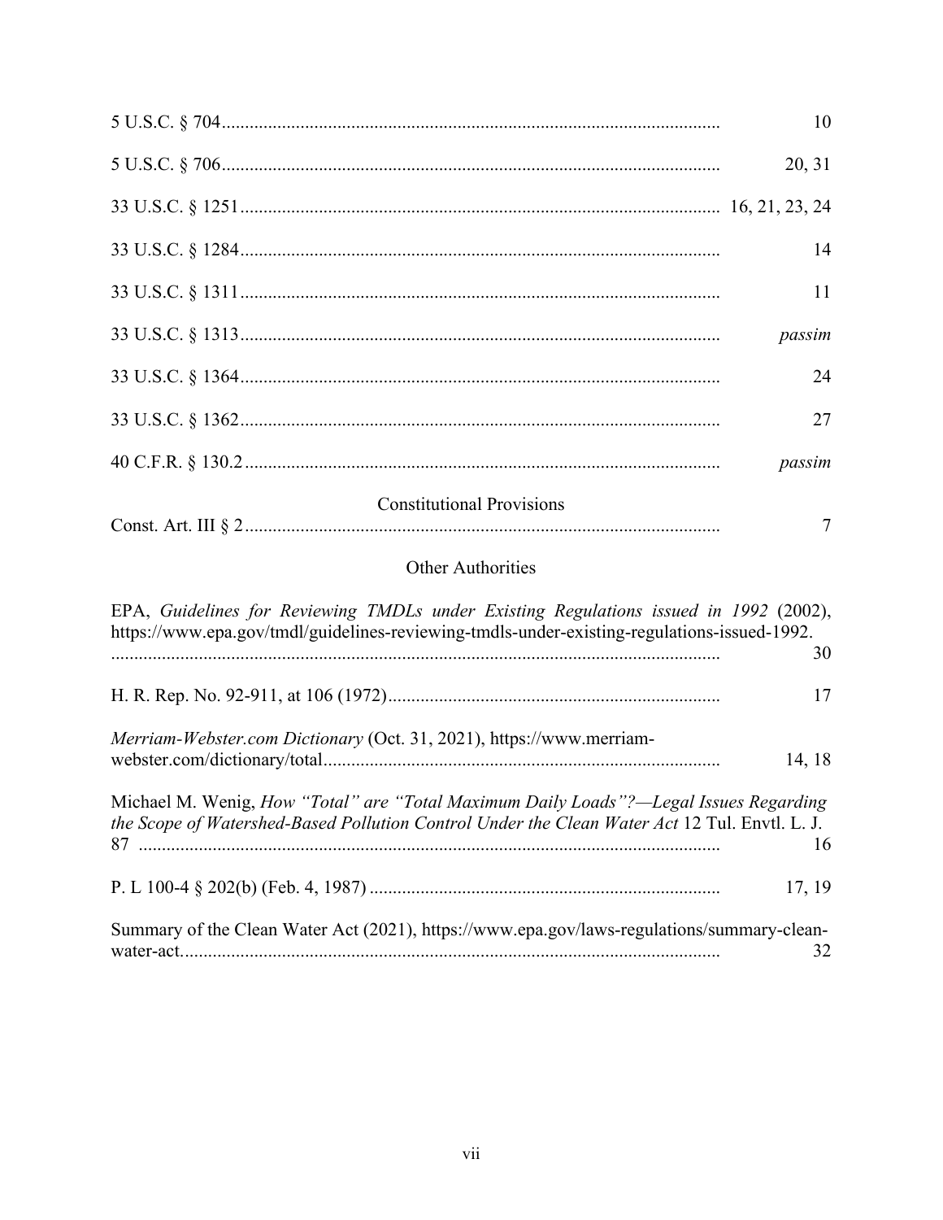5 U.S.C. § 704 ........................................................................................................... 10

5 U.S.C. § 706 ........................................................................................................... 20, 31

33 U.S.C. § 1251 ....................................................................................................... 16, 21, 23, 24

33 U.S.C. § 1284 ....................................................................................................... 14

33 U.S.C. § 1311 ....................................................................................................... 11

33 U.S.C. § 1313 ....................................................................................................... *passim*

33 U.S.C. § 1364 ....................................................................................................... 24

33 U.S.C. § 1362 ....................................................................................................... 27

40 C.F.R. § 130.2 ...................................................................................................... *passim*

Constitutional Provisions

Const. Art. III § 2 ...................................................................................................... 7

Other Authorities

EPA, *Guidelines for Reviewing TMDLs under Existing Regulations issued in 1992* (2002), https://www.epa.gov/tmdl/guidelines-reviewing-tmdls-under-existing-regulations-issued-1992. ................................................................................................................................. 30

H. R. Rep. No. 92-911, at 106 (1972) ....................................................................... 17

*Merriam-Webster.com Dictionary* (Oct. 31, 2021), https://www.merriam-webster.com/dictionary/total ..................................................................................... 14, 18

Michael M. Wenig, *How "Total" are "Total Maximum Daily Loads"?—Legal Issues Regarding the Scope of Watershed-Based Pollution Control Under the Clean Water Act* 12 Tul. Envtl. L. J. 87 ............................................................................................................................. 16

P. L 100-4 § 202(b) (Feb. 4, 1987) ........................................................................... 17, 19

Summary of the Clean Water Act (2021), https://www.epa.gov/laws-regulations/summary-clean-water-act..................................................................................................................... 32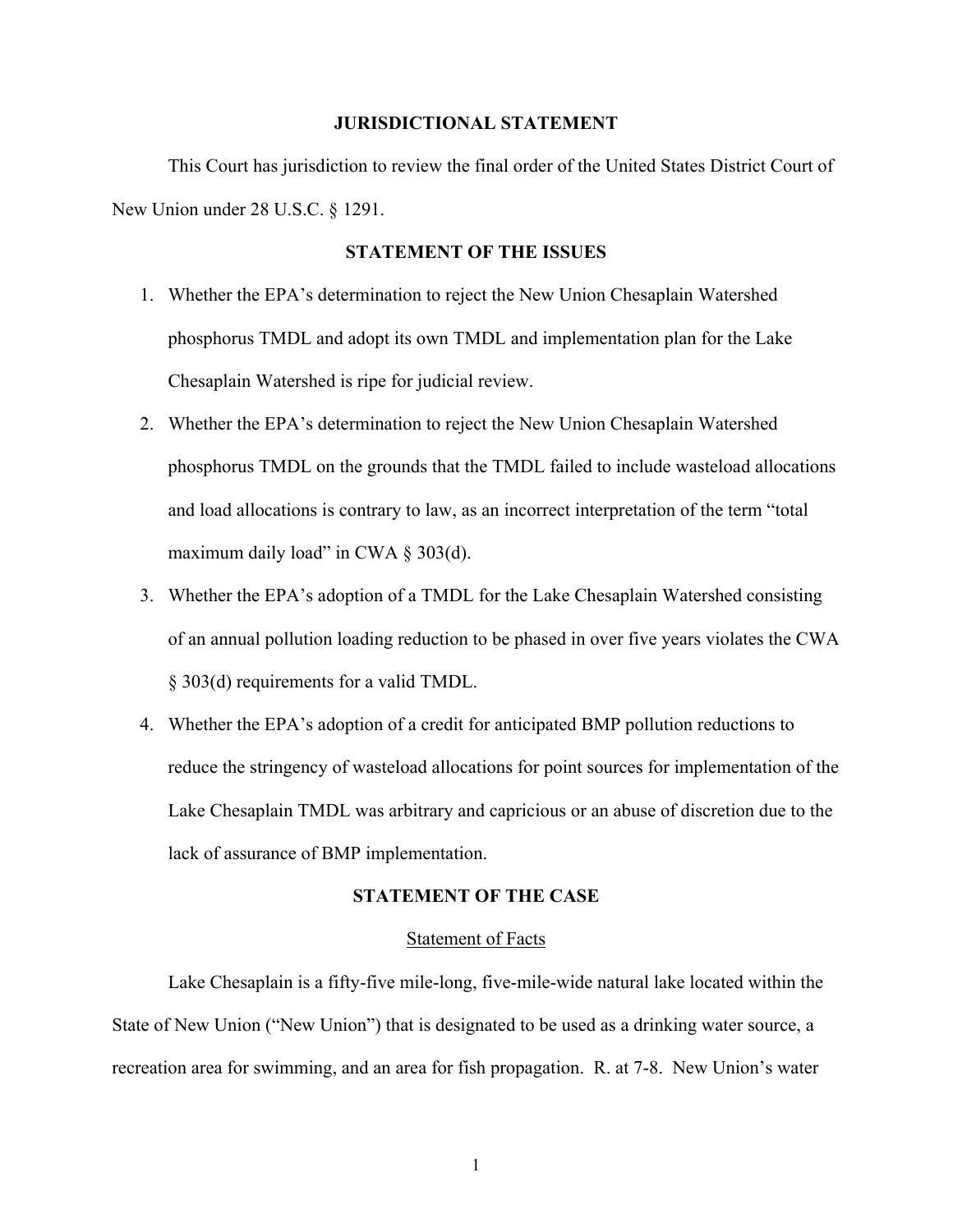## JURISDICTIONAL STATEMENT

This Court has jurisdiction to review the final order of the United States District Court of New Union under 28 U.S.C. § 1291.

## STATEMENT OF THE ISSUES

1. Whether the EPA's determination to reject the New Union Chesaplain Watershed phosphorus TMDL and adopt its own TMDL and implementation plan for the Lake Chesaplain Watershed is ripe for judicial review.
2. Whether the EPA's determination to reject the New Union Chesaplain Watershed phosphorus TMDL on the grounds that the TMDL failed to include wasteload allocations and load allocations is contrary to law, as an incorrect interpretation of the term "total maximum daily load" in CWA § 303(d).
3. Whether the EPA's adoption of a TMDL for the Lake Chesaplain Watershed consisting of an annual pollution loading reduction to be phased in over five years violates the CWA § 303(d) requirements for a valid TMDL.
4. Whether the EPA's adoption of a credit for anticipated BMP pollution reductions to reduce the stringency of wasteload allocations for point sources for implementation of the Lake Chesaplain TMDL was arbitrary and capricious or an abuse of discretion due to the lack of assurance of BMP implementation.

## STATEMENT OF THE CASE

Statement of Facts

Lake Chesaplain is a fifty-five mile-long, five-mile-wide natural lake located within the State of New Union ("New Union") that is designated to be used as a drinking water source, a recreation area for swimming, and an area for fish propagation. R. at 7-8. New Union's water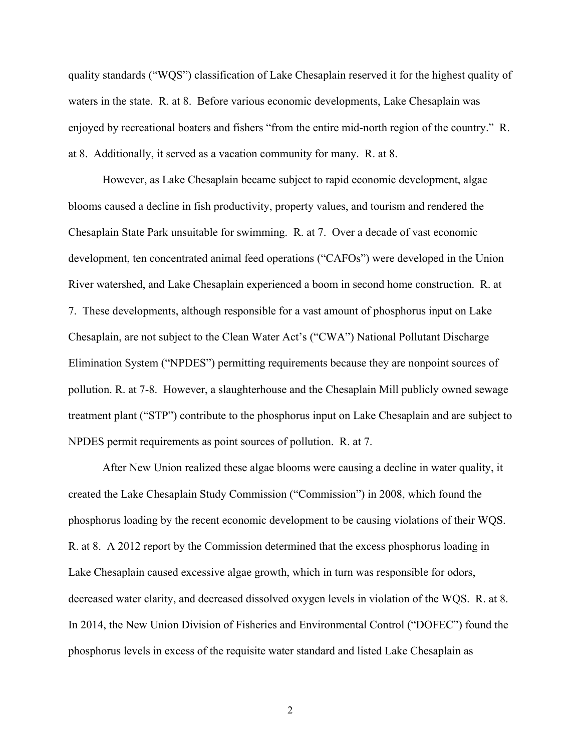quality standards ("WQS") classification of Lake Chesaplain reserved it for the highest quality of waters in the state. R. at 8. Before various economic developments, Lake Chesaplain was enjoyed by recreational boaters and fishers "from the entire mid-north region of the country." R. at 8. Additionally, it served as a vacation community for many. R. at 8.

However, as Lake Chesaplain became subject to rapid economic development, algae blooms caused a decline in fish productivity, property values, and tourism and rendered the Chesaplain State Park unsuitable for swimming. R. at 7. Over a decade of vast economic development, ten concentrated animal feed operations ("CAFOs") were developed in the Union River watershed, and Lake Chesaplain experienced a boom in second home construction. R. at 7. These developments, although responsible for a vast amount of phosphorus input on Lake Chesaplain, are not subject to the Clean Water Act's ("CWA") National Pollutant Discharge Elimination System ("NPDES") permitting requirements because they are nonpoint sources of pollution. R. at 7-8. However, a slaughterhouse and the Chesaplain Mill publicly owned sewage treatment plant ("STP") contribute to the phosphorus input on Lake Chesaplain and are subject to NPDES permit requirements as point sources of pollution. R. at 7.

After New Union realized these algae blooms were causing a decline in water quality, it created the Lake Chesaplain Study Commission ("Commission") in 2008, which found the phosphorus loading by the recent economic development to be causing violations of their WQS. R. at 8. A 2012 report by the Commission determined that the excess phosphorus loading in Lake Chesaplain caused excessive algae growth, which in turn was responsible for odors, decreased water clarity, and decreased dissolved oxygen levels in violation of the WQS. R. at 8. In 2014, the New Union Division of Fisheries and Environmental Control ("DOFEC") found the phosphorus levels in excess of the requisite water standard and listed Lake Chesaplain as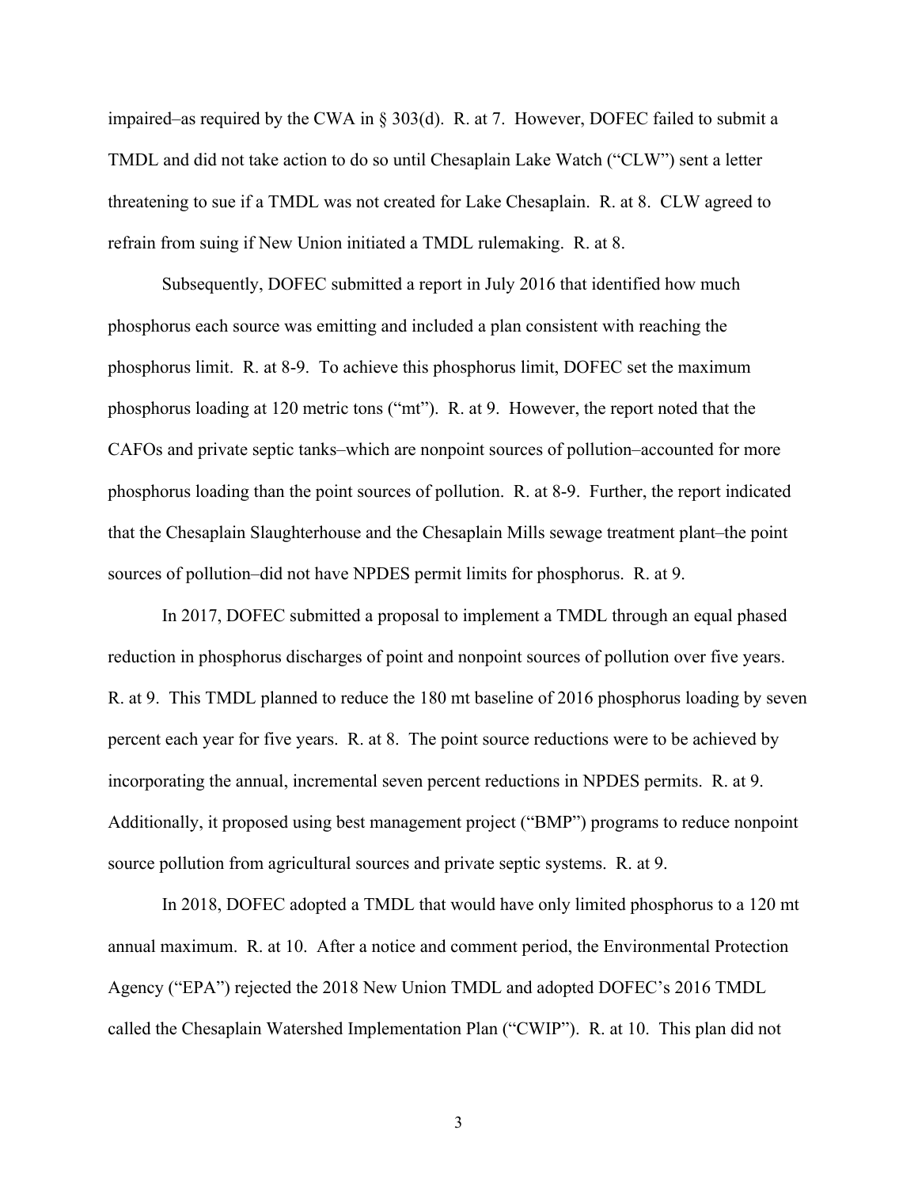impaired–as required by the CWA in § 303(d). R. at 7. However, DOFEC failed to submit a TMDL and did not take action to do so until Chesaplain Lake Watch ("CLW") sent a letter threatening to sue if a TMDL was not created for Lake Chesaplain. R. at 8. CLW agreed to refrain from suing if New Union initiated a TMDL rulemaking. R. at 8.

Subsequently, DOFEC submitted a report in July 2016 that identified how much phosphorus each source was emitting and included a plan consistent with reaching the phosphorus limit. R. at 8-9. To achieve this phosphorus limit, DOFEC set the maximum phosphorus loading at 120 metric tons ("mt"). R. at 9. However, the report noted that the CAFOs and private septic tanks–which are nonpoint sources of pollution–accounted for more phosphorus loading than the point sources of pollution. R. at 8-9. Further, the report indicated that the Chesaplain Slaughterhouse and the Chesaplain Mills sewage treatment plant–the point sources of pollution–did not have NPDES permit limits for phosphorus. R. at 9.

In 2017, DOFEC submitted a proposal to implement a TMDL through an equal phased reduction in phosphorus discharges of point and nonpoint sources of pollution over five years. R. at 9. This TMDL planned to reduce the 180 mt baseline of 2016 phosphorus loading by seven percent each year for five years. R. at 8. The point source reductions were to be achieved by incorporating the annual, incremental seven percent reductions in NPDES permits. R. at 9. Additionally, it proposed using best management project ("BMP") programs to reduce nonpoint source pollution from agricultural sources and private septic systems. R. at 9.

In 2018, DOFEC adopted a TMDL that would have only limited phosphorus to a 120 mt annual maximum. R. at 10. After a notice and comment period, the Environmental Protection Agency ("EPA") rejected the 2018 New Union TMDL and adopted DOFEC's 2016 TMDL called the Chesaplain Watershed Implementation Plan ("CWIP"). R. at 10. This plan did not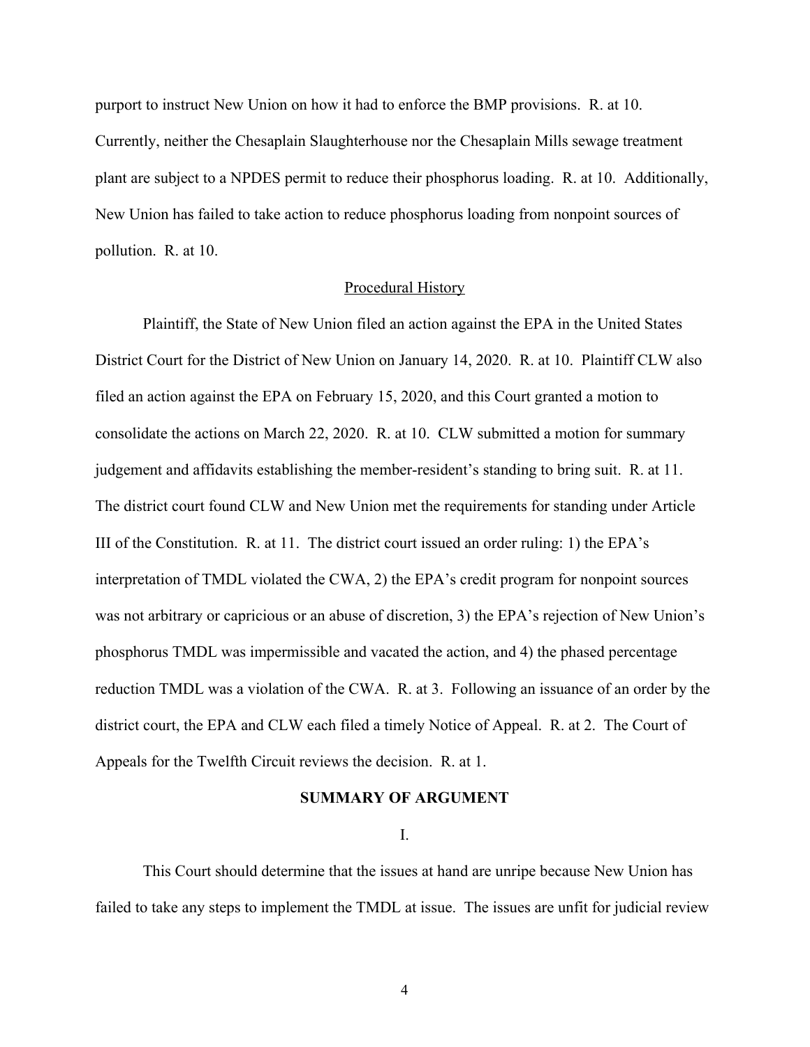purport to instruct New Union on how it had to enforce the BMP provisions. R. at 10. Currently, neither the Chesaplain Slaughterhouse nor the Chesaplain Mills sewage treatment plant are subject to a NPDES permit to reduce their phosphorus loading. R. at 10. Additionally, New Union has failed to take action to reduce phosphorus loading from nonpoint sources of pollution. R. at 10.

<u>Procedural History</u>

Plaintiff, the State of New Union filed an action against the EPA in the United States District Court for the District of New Union on January 14, 2020. R. at 10. Plaintiff CLW also filed an action against the EPA on February 15, 2020, and this Court granted a motion to consolidate the actions on March 22, 2020. R. at 10. CLW submitted a motion for summary judgement and affidavits establishing the member-resident's standing to bring suit. R. at 11. The district court found CLW and New Union met the requirements for standing under Article III of the Constitution. R. at 11. The district court issued an order ruling: 1) the EPA's interpretation of TMDL violated the CWA, 2) the EPA's credit program for nonpoint sources was not arbitrary or capricious or an abuse of discretion, 3) the EPA's rejection of New Union's phosphorus TMDL was impermissible and vacated the action, and 4) the phased percentage reduction TMDL was a violation of the CWA. R. at 3. Following an issuance of an order by the district court, the EPA and CLW each filed a timely Notice of Appeal. R. at 2. The Court of Appeals for the Twelfth Circuit reviews the decision. R. at 1.

## SUMMARY OF ARGUMENT

I.

This Court should determine that the issues at hand are unripe because New Union has failed to take any steps to implement the TMDL at issue. The issues are unfit for judicial review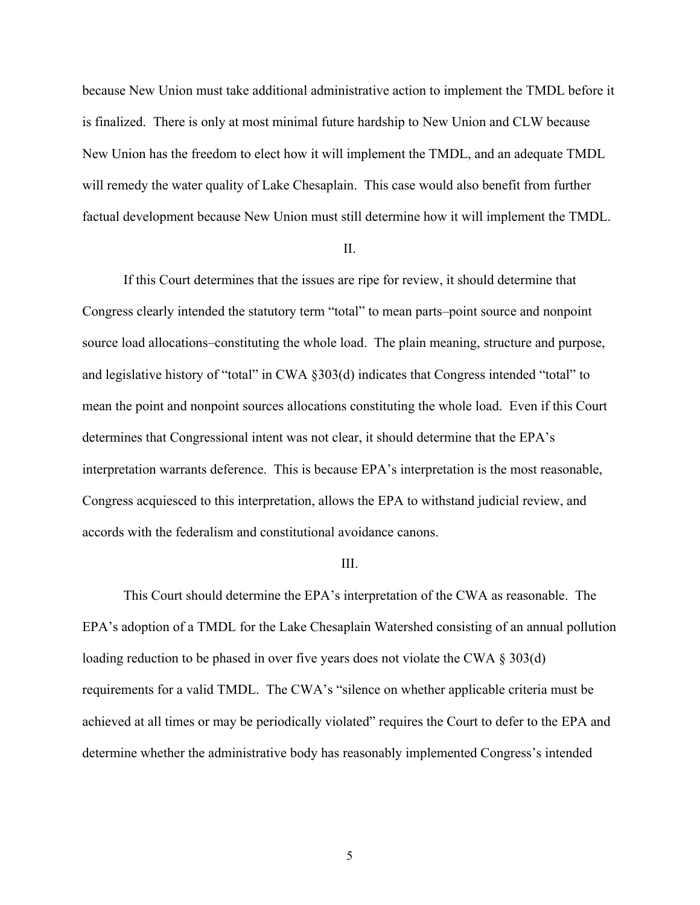because New Union must take additional administrative action to implement the TMDL before it is finalized. There is only at most minimal future hardship to New Union and CLW because New Union has the freedom to elect how it will implement the TMDL, and an adequate TMDL will remedy the water quality of Lake Chesaplain. This case would also benefit from further factual development because New Union must still determine how it will implement the TMDL.

II.

If this Court determines that the issues are ripe for review, it should determine that Congress clearly intended the statutory term "total" to mean parts–point source and nonpoint source load allocations–constituting the whole load. The plain meaning, structure and purpose, and legislative history of "total" in CWA §303(d) indicates that Congress intended "total" to mean the point and nonpoint sources allocations constituting the whole load. Even if this Court determines that Congressional intent was not clear, it should determine that the EPA's interpretation warrants deference. This is because EPA's interpretation is the most reasonable, Congress acquiesced to this interpretation, allows the EPA to withstand judicial review, and accords with the federalism and constitutional avoidance canons.

III.

This Court should determine the EPA's interpretation of the CWA as reasonable. The EPA's adoption of a TMDL for the Lake Chesaplain Watershed consisting of an annual pollution loading reduction to be phased in over five years does not violate the CWA § 303(d) requirements for a valid TMDL. The CWA's "silence on whether applicable criteria must be achieved at all times or may be periodically violated" requires the Court to defer to the EPA and determine whether the administrative body has reasonably implemented Congress's intended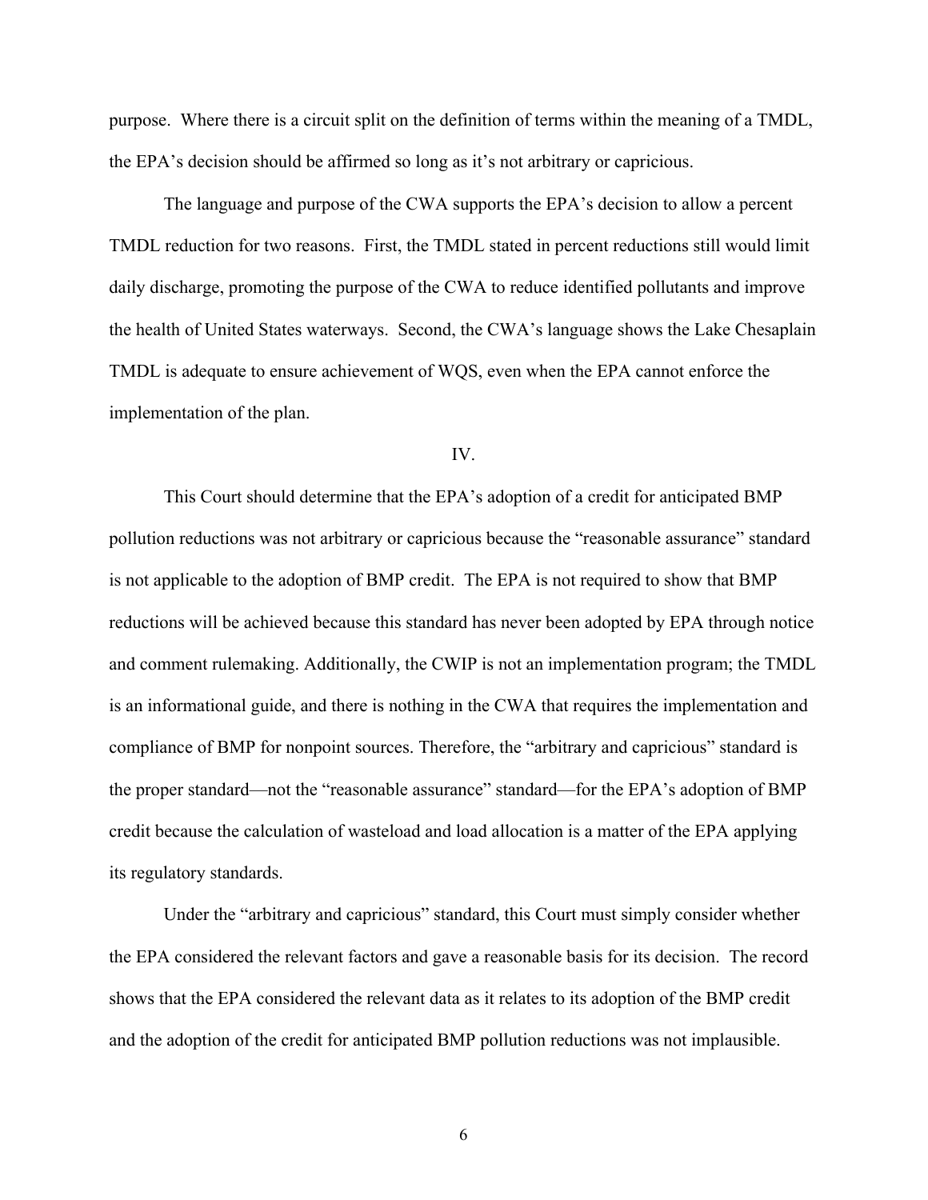purpose. Where there is a circuit split on the definition of terms within the meaning of a TMDL, the EPA's decision should be affirmed so long as it's not arbitrary or capricious.

The language and purpose of the CWA supports the EPA's decision to allow a percent TMDL reduction for two reasons. First, the TMDL stated in percent reductions still would limit daily discharge, promoting the purpose of the CWA to reduce identified pollutants and improve the health of United States waterways. Second, the CWA's language shows the Lake Chesaplain TMDL is adequate to ensure achievement of WQS, even when the EPA cannot enforce the implementation of the plan.

## IV.

This Court should determine that the EPA's adoption of a credit for anticipated BMP pollution reductions was not arbitrary or capricious because the "reasonable assurance" standard is not applicable to the adoption of BMP credit. The EPA is not required to show that BMP reductions will be achieved because this standard has never been adopted by EPA through notice and comment rulemaking. Additionally, the CWIP is not an implementation program; the TMDL is an informational guide, and there is nothing in the CWA that requires the implementation and compliance of BMP for nonpoint sources. Therefore, the "arbitrary and capricious" standard is the proper standard—not the "reasonable assurance" standard—for the EPA's adoption of BMP credit because the calculation of wasteload and load allocation is a matter of the EPA applying its regulatory standards.

Under the "arbitrary and capricious" standard, this Court must simply consider whether the EPA considered the relevant factors and gave a reasonable basis for its decision. The record shows that the EPA considered the relevant data as it relates to its adoption of the BMP credit and the adoption of the credit for anticipated BMP pollution reductions was not implausible.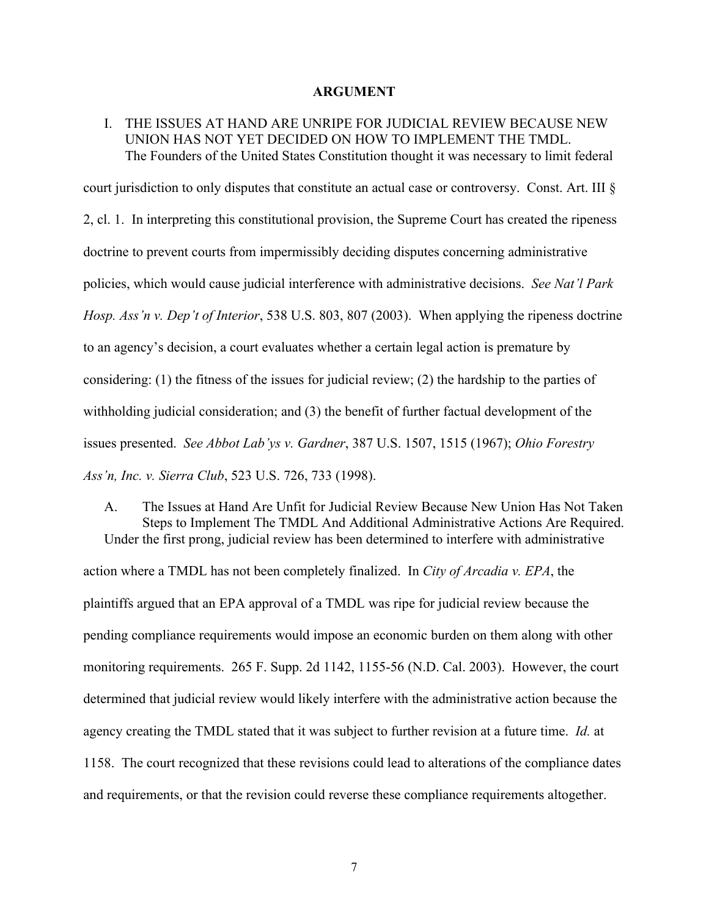## ARGUMENT

### I. THE ISSUES AT HAND ARE UNRIPE FOR JUDICIAL REVIEW BECAUSE NEW UNION HAS NOT YET DECIDED ON HOW TO IMPLEMENT THE TMDL.

The Founders of the United States Constitution thought it was necessary to limit federal court jurisdiction to only disputes that constitute an actual case or controversy. Const. Art. III § 2, cl. 1. In interpreting this constitutional provision, the Supreme Court has created the ripeness doctrine to prevent courts from impermissibly deciding disputes concerning administrative policies, which would cause judicial interference with administrative decisions. *See Nat'l Park Hosp. Ass'n v. Dep't of Interior*, 538 U.S. 803, 807 (2003). When applying the ripeness doctrine to an agency's decision, a court evaluates whether a certain legal action is premature by considering: (1) the fitness of the issues for judicial review; (2) the hardship to the parties of withholding judicial consideration; and (3) the benefit of further factual development of the issues presented. *See Abbot Lab'ys v. Gardner*, 387 U.S. 1507, 1515 (1967); *Ohio Forestry Ass'n, Inc. v. Sierra Club*, 523 U.S. 726, 733 (1998).

#### A. The Issues at Hand Are Unfit for Judicial Review Because New Union Has Not Taken Steps to Implement The TMDL And Additional Administrative Actions Are Required.

Under the first prong, judicial review has been determined to interfere with administrative action where a TMDL has not been completely finalized. In *City of Arcadia v. EPA*, the plaintiffs argued that an EPA approval of a TMDL was ripe for judicial review because the pending compliance requirements would impose an economic burden on them along with other monitoring requirements. 265 F. Supp. 2d 1142, 1155-56 (N.D. Cal. 2003). However, the court determined that judicial review would likely interfere with the administrative action because the agency creating the TMDL stated that it was subject to further revision at a future time. *Id.* at 1158. The court recognized that these revisions could lead to alterations of the compliance dates and requirements, or that the revision could reverse these compliance requirements altogether.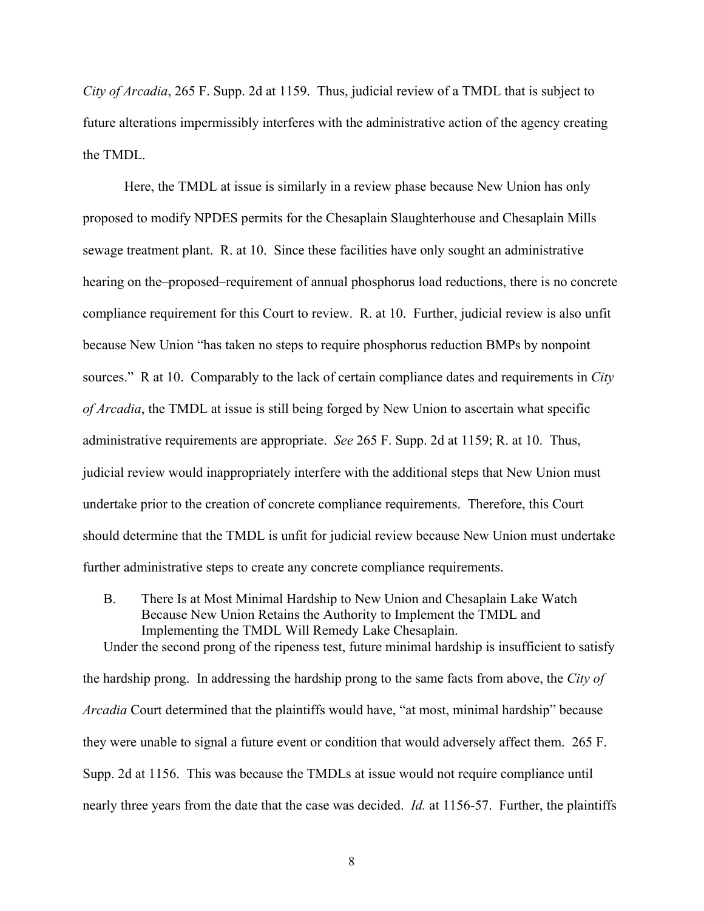*City of Arcadia*, 265 F. Supp. 2d at 1159. Thus, judicial review of a TMDL that is subject to future alterations impermissibly interferes with the administrative action of the agency creating the TMDL.

Here, the TMDL at issue is similarly in a review phase because New Union has only proposed to modify NPDES permits for the Chesaplain Slaughterhouse and Chesaplain Mills sewage treatment plant. R. at 10. Since these facilities have only sought an administrative hearing on the–proposed–requirement of annual phosphorus load reductions, there is no concrete compliance requirement for this Court to review. R. at 10. Further, judicial review is also unfit because New Union "has taken no steps to require phosphorus reduction BMPs by nonpoint sources." R at 10. Comparably to the lack of certain compliance dates and requirements in *City of Arcadia*, the TMDL at issue is still being forged by New Union to ascertain what specific administrative requirements are appropriate. *See* 265 F. Supp. 2d at 1159; R. at 10. Thus, judicial review would inappropriately interfere with the additional steps that New Union must undertake prior to the creation of concrete compliance requirements. Therefore, this Court should determine that the TMDL is unfit for judicial review because New Union must undertake further administrative steps to create any concrete compliance requirements.

### B. There Is at Most Minimal Hardship to New Union and Chesaplain Lake Watch Because New Union Retains the Authority to Implement the TMDL and Implementing the TMDL Will Remedy Lake Chesaplain.

Under the second prong of the ripeness test, future minimal hardship is insufficient to satisfy the hardship prong. In addressing the hardship prong to the same facts from above, the *City of Arcadia* Court determined that the plaintiffs would have, "at most, minimal hardship" because they were unable to signal a future event or condition that would adversely affect them. 265 F. Supp. 2d at 1156. This was because the TMDLs at issue would not require compliance until nearly three years from the date that the case was decided. *Id.* at 1156-57. Further, the plaintiffs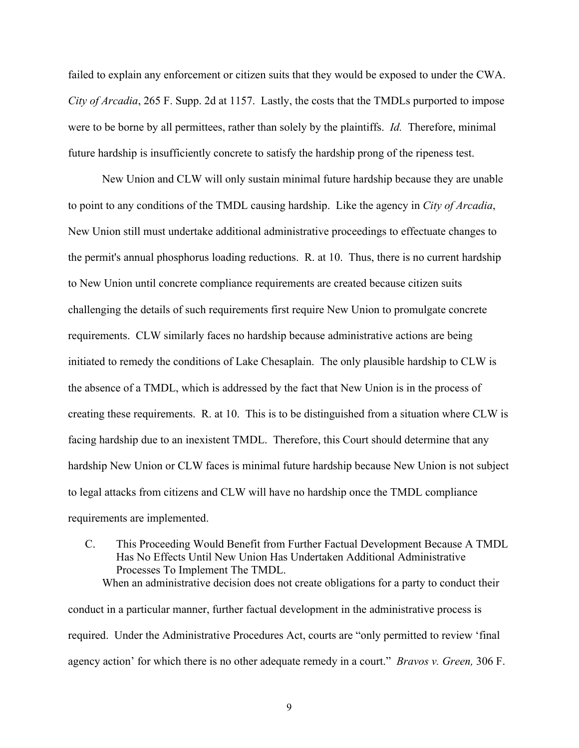failed to explain any enforcement or citizen suits that they would be exposed to under the CWA. *City of Arcadia*, 265 F. Supp. 2d at 1157. Lastly, the costs that the TMDLs purported to impose were to be borne by all permittees, rather than solely by the plaintiffs. *Id.* Therefore, minimal future hardship is insufficiently concrete to satisfy the hardship prong of the ripeness test.

New Union and CLW will only sustain minimal future hardship because they are unable to point to any conditions of the TMDL causing hardship. Like the agency in *City of Arcadia*, New Union still must undertake additional administrative proceedings to effectuate changes to the permit's annual phosphorus loading reductions. R. at 10. Thus, there is no current hardship to New Union until concrete compliance requirements are created because citizen suits challenging the details of such requirements first require New Union to promulgate concrete requirements. CLW similarly faces no hardship because administrative actions are being initiated to remedy the conditions of Lake Chesaplain. The only plausible hardship to CLW is the absence of a TMDL, which is addressed by the fact that New Union is in the process of creating these requirements. R. at 10. This is to be distinguished from a situation where CLW is facing hardship due to an inexistent TMDL. Therefore, this Court should determine that any hardship New Union or CLW faces is minimal future hardship because New Union is not subject to legal attacks from citizens and CLW will have no hardship once the TMDL compliance requirements are implemented.

### C. This Proceeding Would Benefit from Further Factual Development Because A TMDL Has No Effects Until New Union Has Undertaken Additional Administrative Processes To Implement The TMDL.

When an administrative decision does not create obligations for a party to conduct their conduct in a particular manner, further factual development in the administrative process is required. Under the Administrative Procedures Act, courts are "only permitted to review 'final agency action' for which there is no other adequate remedy in a court." *Bravos v. Green,* 306 F.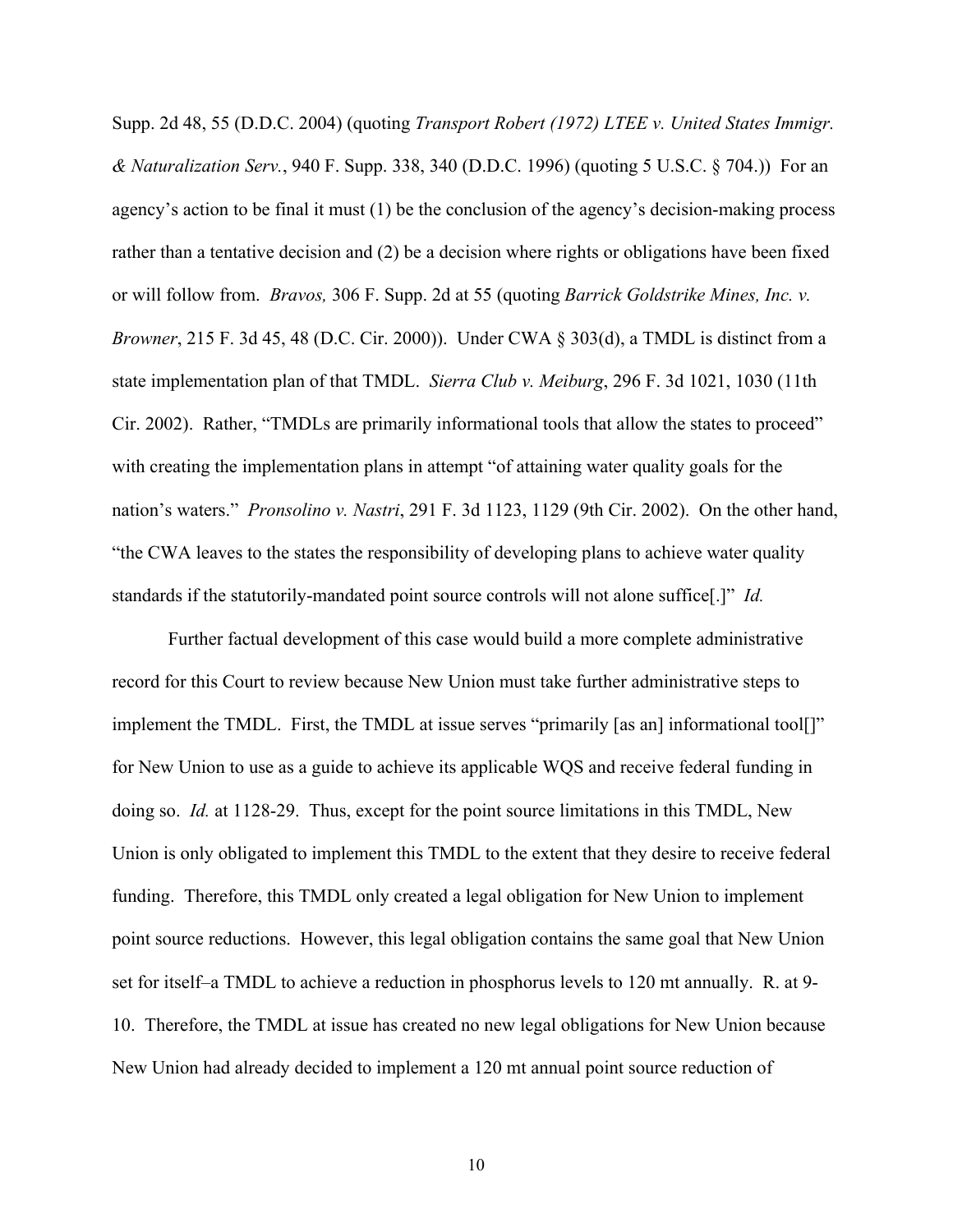Supp. 2d 48, 55 (D.D.C. 2004) (quoting *Transport Robert (1972) LTEE v. United States Immigr. & Naturalization Serv.*, 940 F. Supp. 338, 340 (D.D.C. 1996) (quoting 5 U.S.C. § 704.)) For an agency's action to be final it must (1) be the conclusion of the agency's decision-making process rather than a tentative decision and (2) be a decision where rights or obligations have been fixed or will follow from. *Bravos,* 306 F. Supp. 2d at 55 (quoting *Barrick Goldstrike Mines, Inc. v. Browner*, 215 F. 3d 45, 48 (D.C. Cir. 2000)). Under CWA § 303(d), a TMDL is distinct from a state implementation plan of that TMDL. *Sierra Club v. Meiburg*, 296 F. 3d 1021, 1030 (11th Cir. 2002). Rather, "TMDLs are primarily informational tools that allow the states to proceed" with creating the implementation plans in attempt "of attaining water quality goals for the nation's waters." *Pronsolino v. Nastri*, 291 F. 3d 1123, 1129 (9th Cir. 2002). On the other hand, "the CWA leaves to the states the responsibility of developing plans to achieve water quality standards if the statutorily-mandated point source controls will not alone suffice[.]" *Id.*

Further factual development of this case would build a more complete administrative record for this Court to review because New Union must take further administrative steps to implement the TMDL. First, the TMDL at issue serves "primarily [as an] informational tool[]" for New Union to use as a guide to achieve its applicable WQS and receive federal funding in doing so. *Id.* at 1128-29. Thus, except for the point source limitations in this TMDL, New Union is only obligated to implement this TMDL to the extent that they desire to receive federal funding. Therefore, this TMDL only created a legal obligation for New Union to implement point source reductions. However, this legal obligation contains the same goal that New Union set for itself–a TMDL to achieve a reduction in phosphorus levels to 120 mt annually. R. at 9-10. Therefore, the TMDL at issue has created no new legal obligations for New Union because New Union had already decided to implement a 120 mt annual point source reduction of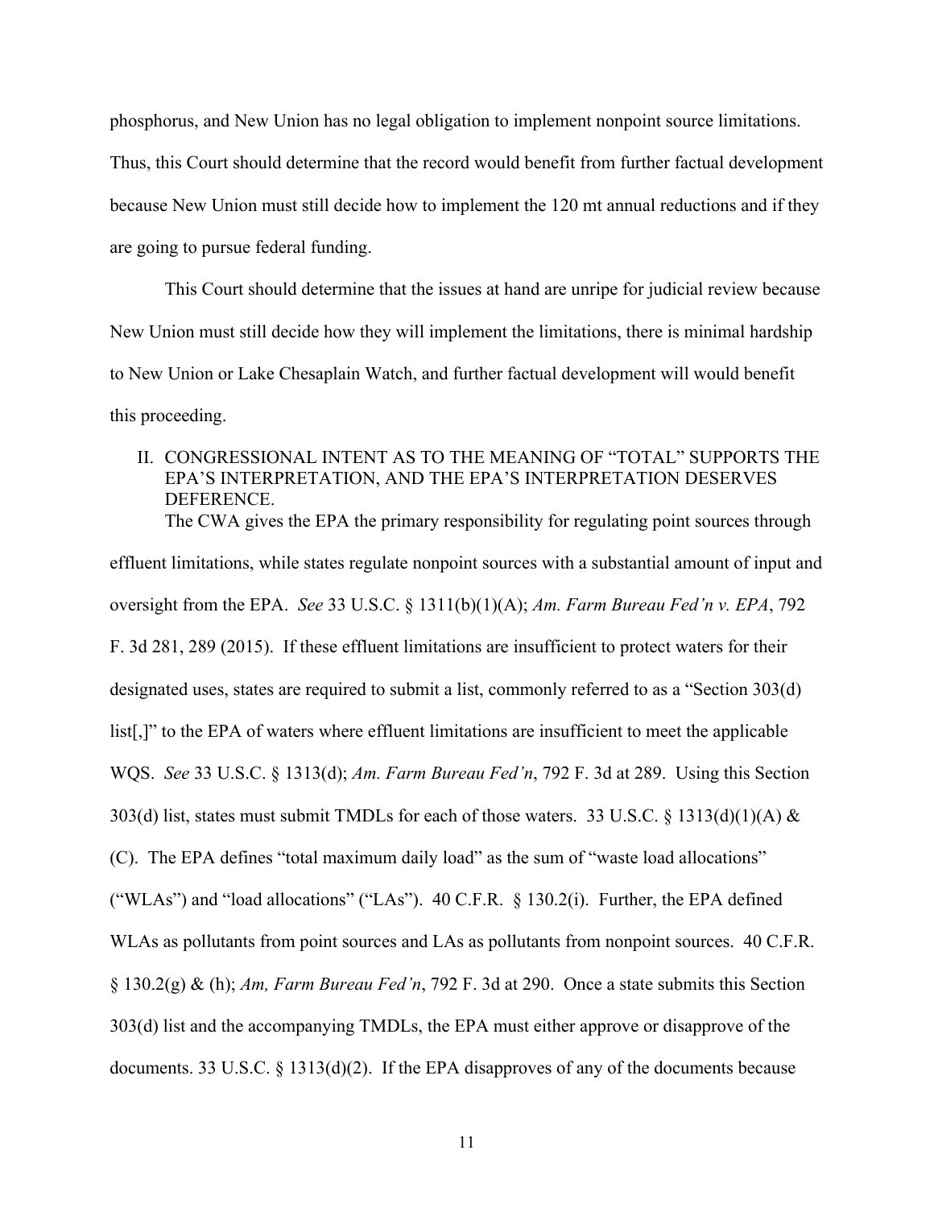phosphorus, and New Union has no legal obligation to implement nonpoint source limitations. Thus, this Court should determine that the record would benefit from further factual development because New Union must still decide how to implement the 120 mt annual reductions and if they are going to pursue federal funding.

This Court should determine that the issues at hand are unripe for judicial review because New Union must still decide how they will implement the limitations, there is minimal hardship to New Union or Lake Chesaplain Watch, and further factual development will would benefit this proceeding.

## II. CONGRESSIONAL INTENT AS TO THE MEANING OF "TOTAL" SUPPORTS THE EPA'S INTERPRETATION, AND THE EPA'S INTERPRETATION DESERVES DEFERENCE.

The CWA gives the EPA the primary responsibility for regulating point sources through effluent limitations, while states regulate nonpoint sources with a substantial amount of input and oversight from the EPA. *See* 33 U.S.C. § 1311(b)(1)(A); *Am. Farm Bureau Fed'n v. EPA*, 792 F. 3d 281, 289 (2015). If these effluent limitations are insufficient to protect waters for their designated uses, states are required to submit a list, commonly referred to as a "Section 303(d) list[,]" to the EPA of waters where effluent limitations are insufficient to meet the applicable WQS. *See* 33 U.S.C. § 1313(d); *Am. Farm Bureau Fed'n*, 792 F. 3d at 289. Using this Section 303(d) list, states must submit TMDLs for each of those waters. 33 U.S.C. § 1313(d)(1)(A) & (C). The EPA defines "total maximum daily load" as the sum of "waste load allocations" ("WLAs") and "load allocations" ("LAs"). 40 C.F.R. § 130.2(i). Further, the EPA defined WLAs as pollutants from point sources and LAs as pollutants from nonpoint sources. 40 C.F.R. § 130.2(g) & (h); *Am, Farm Bureau Fed'n*, 792 F. 3d at 290. Once a state submits this Section 303(d) list and the accompanying TMDLs, the EPA must either approve or disapprove of the documents. 33 U.S.C. § 1313(d)(2). If the EPA disapproves of any of the documents because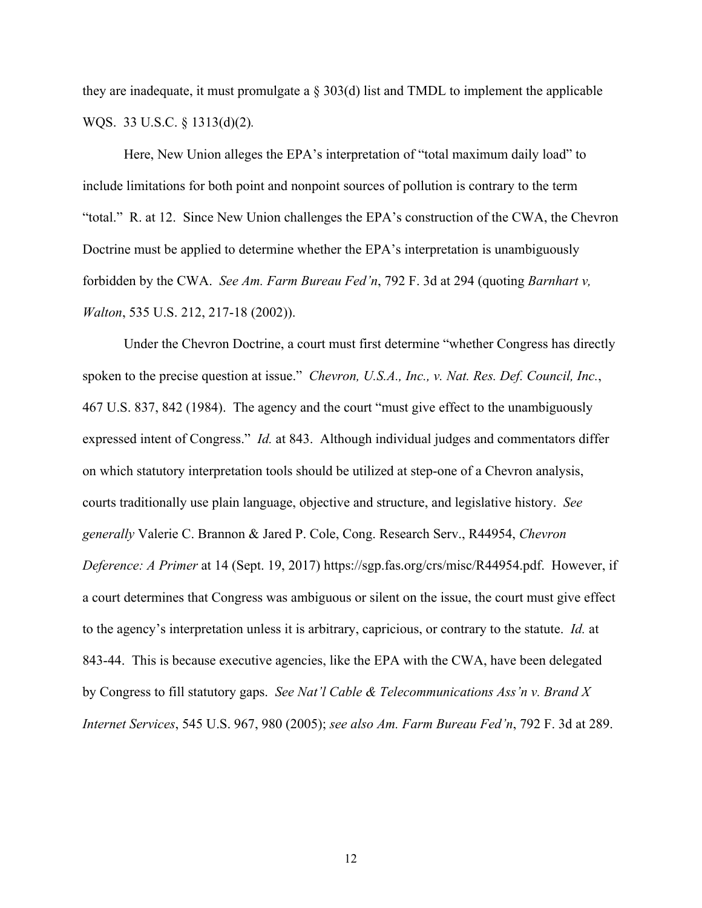they are inadequate, it must promulgate a § 303(d) list and TMDL to implement the applicable WQS. 33 U.S.C. § 1313(d)(2).

Here, New Union alleges the EPA's interpretation of "total maximum daily load" to include limitations for both point and nonpoint sources of pollution is contrary to the term "total." R. at 12. Since New Union challenges the EPA's construction of the CWA, the Chevron Doctrine must be applied to determine whether the EPA's interpretation is unambiguously forbidden by the CWA. *See Am. Farm Bureau Fed'n*, 792 F. 3d at 294 (quoting *Barnhart v, Walton*, 535 U.S. 212, 217-18 (2002)).

Under the Chevron Doctrine, a court must first determine "whether Congress has directly spoken to the precise question at issue." *Chevron, U.S.A., Inc., v. Nat. Res. Def. Council, Inc.*, 467 U.S. 837, 842 (1984). The agency and the court "must give effect to the unambiguously expressed intent of Congress." *Id.* at 843. Although individual judges and commentators differ on which statutory interpretation tools should be utilized at step-one of a Chevron analysis, courts traditionally use plain language, objective and structure, and legislative history. *See generally* Valerie C. Brannon & Jared P. Cole, Cong. Research Serv., R44954, *Chevron Deference: A Primer* at 14 (Sept. 19, 2017) https://sgp.fas.org/crs/misc/R44954.pdf. However, if a court determines that Congress was ambiguous or silent on the issue, the court must give effect to the agency's interpretation unless it is arbitrary, capricious, or contrary to the statute. *Id.* at 843-44. This is because executive agencies, like the EPA with the CWA, have been delegated by Congress to fill statutory gaps. *See Nat'l Cable & Telecommunications Ass'n v. Brand X Internet Services*, 545 U.S. 967, 980 (2005); *see also Am. Farm Bureau Fed'n*, 792 F. 3d at 289.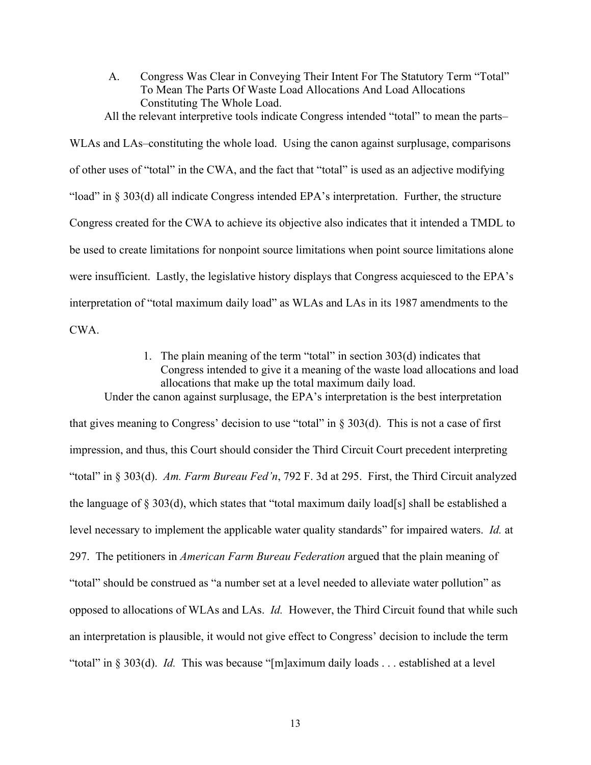### A. Congress Was Clear in Conveying Their Intent For The Statutory Term "Total" To Mean The Parts Of Waste Load Allocations And Load Allocations Constituting The Whole Load.

All the relevant interpretive tools indicate Congress intended "total" to mean the parts–WLAs and LAs–constituting the whole load. Using the canon against surplusage, comparisons of other uses of "total" in the CWA, and the fact that "total" is used as an adjective modifying "load" in § 303(d) all indicate Congress intended EPA's interpretation. Further, the structure Congress created for the CWA to achieve its objective also indicates that it intended a TMDL to be used to create limitations for nonpoint source limitations when point source limitations alone were insufficient. Lastly, the legislative history displays that Congress acquiesced to the EPA's interpretation of "total maximum daily load" as WLAs and LAs in its 1987 amendments to the CWA.

#### 1. The plain meaning of the term "total" in section 303(d) indicates that Congress intended to give it a meaning of the waste load allocations and load allocations that make up the total maximum daily load.

Under the canon against surplusage, the EPA's interpretation is the best interpretation that gives meaning to Congress' decision to use "total" in § 303(d). This is not a case of first impression, and thus, this Court should consider the Third Circuit Court precedent interpreting "total" in § 303(d). *Am. Farm Bureau Fed'n*, 792 F. 3d at 295. First, the Third Circuit analyzed the language of § 303(d), which states that "total maximum daily load[s] shall be established a level necessary to implement the applicable water quality standards" for impaired waters. *Id.* at 297. The petitioners in *American Farm Bureau Federation* argued that the plain meaning of "total" should be construed as "a number set at a level needed to alleviate water pollution" as opposed to allocations of WLAs and LAs. *Id.* However, the Third Circuit found that while such an interpretation is plausible, it would not give effect to Congress' decision to include the term "total" in § 303(d). *Id.* This was because "[m]aximum daily loads . . . established at a level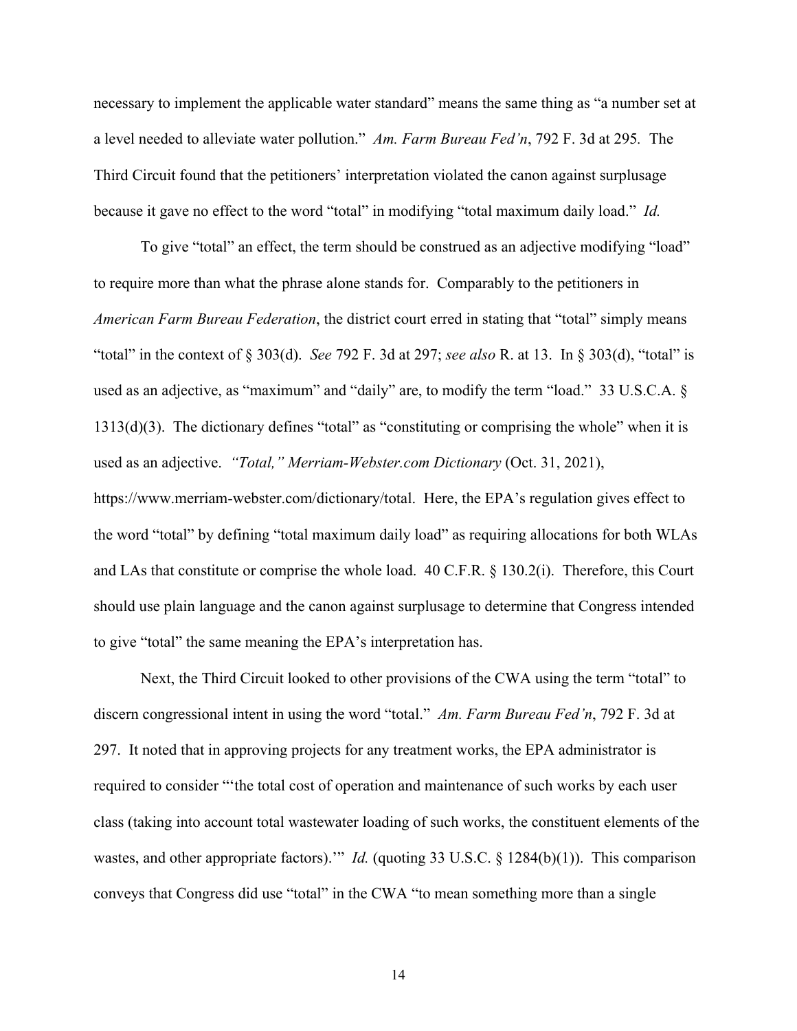necessary to implement the applicable water standard" means the same thing as "a number set at a level needed to alleviate water pollution." *Am. Farm Bureau Fed'n*, 792 F. 3d at 295. The Third Circuit found that the petitioners' interpretation violated the canon against surplusage because it gave no effect to the word "total" in modifying "total maximum daily load." *Id.*

To give "total" an effect, the term should be construed as an adjective modifying "load" to require more than what the phrase alone stands for. Comparably to the petitioners in *American Farm Bureau Federation*, the district court erred in stating that "total" simply means "total" in the context of § 303(d). *See* 792 F. 3d at 297; *see also* R. at 13. In § 303(d), "total" is used as an adjective, as "maximum" and "daily" are, to modify the term "load." 33 U.S.C.A. § 1313(d)(3). The dictionary defines "total" as "constituting or comprising the whole" when it is used as an adjective. *"Total," Merriam-Webster.com Dictionary* (Oct. 31, 2021), https://www.merriam-webster.com/dictionary/total. Here, the EPA's regulation gives effect to the word "total" by defining "total maximum daily load" as requiring allocations for both WLAs and LAs that constitute or comprise the whole load. 40 C.F.R. § 130.2(i). Therefore, this Court should use plain language and the canon against surplusage to determine that Congress intended to give "total" the same meaning the EPA's interpretation has.

Next, the Third Circuit looked to other provisions of the CWA using the term "total" to discern congressional intent in using the word "total." *Am. Farm Bureau Fed'n*, 792 F. 3d at 297. It noted that in approving projects for any treatment works, the EPA administrator is required to consider "'the total cost of operation and maintenance of such works by each user class (taking into account total wastewater loading of such works, the constituent elements of the wastes, and other appropriate factors).'" *Id.* (quoting 33 U.S.C. § 1284(b)(1)). This comparison conveys that Congress did use "total" in the CWA "to mean something more than a single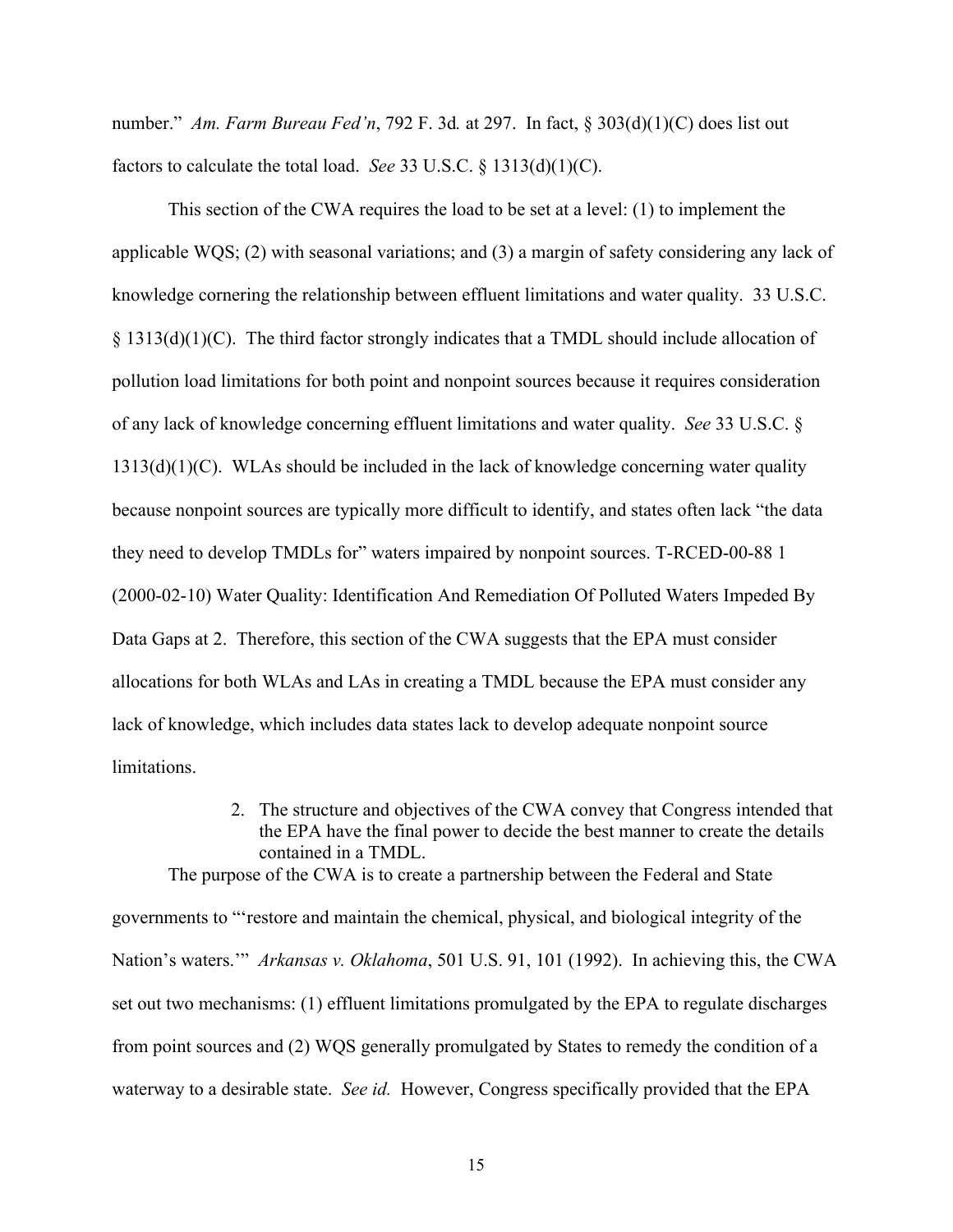number." *Am. Farm Bureau Fed'n*, 792 F. 3d*.* at 297. In fact, § 303(d)(1)(C) does list out factors to calculate the total load. *See* 33 U.S.C. § 1313(d)(1)(C).

This section of the CWA requires the load to be set at a level: (1) to implement the applicable WQS; (2) with seasonal variations; and (3) a margin of safety considering any lack of knowledge cornering the relationship between effluent limitations and water quality. 33 U.S.C. § 1313(d)(1)(C). The third factor strongly indicates that a TMDL should include allocation of pollution load limitations for both point and nonpoint sources because it requires consideration of any lack of knowledge concerning effluent limitations and water quality. *See* 33 U.S.C. § 1313(d)(1)(C). WLAs should be included in the lack of knowledge concerning water quality because nonpoint sources are typically more difficult to identify, and states often lack "the data they need to develop TMDLs for" waters impaired by nonpoint sources. T-RCED-00-88 1 (2000-02-10) Water Quality: Identification And Remediation Of Polluted Waters Impeded By Data Gaps at 2. Therefore, this section of the CWA suggests that the EPA must consider allocations for both WLAs and LAs in creating a TMDL because the EPA must consider any lack of knowledge, which includes data states lack to develop adequate nonpoint source limitations.

2. The structure and objectives of the CWA convey that Congress intended that the EPA have the final power to decide the best manner to create the details contained in a TMDL.

The purpose of the CWA is to create a partnership between the Federal and State governments to "'restore and maintain the chemical, physical, and biological integrity of the Nation's waters.'" *Arkansas v. Oklahoma*, 501 U.S. 91, 101 (1992). In achieving this, the CWA set out two mechanisms: (1) effluent limitations promulgated by the EPA to regulate discharges from point sources and (2) WQS generally promulgated by States to remedy the condition of a waterway to a desirable state. *See id.* However, Congress specifically provided that the EPA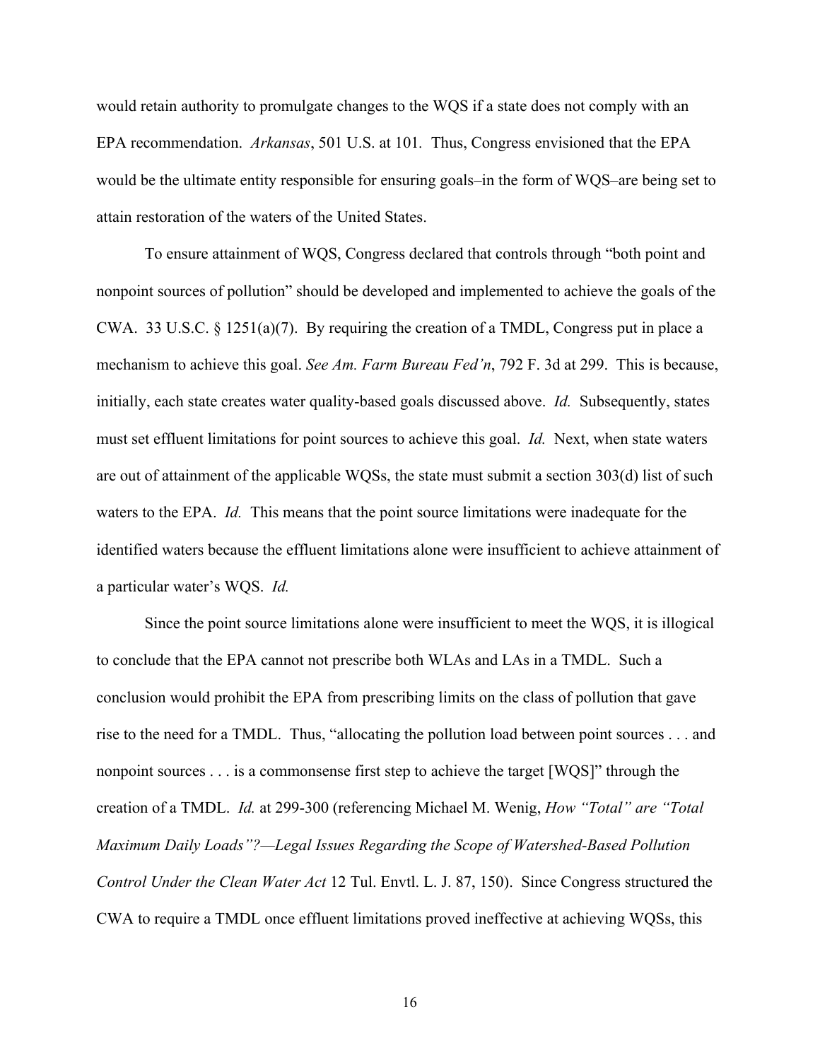would retain authority to promulgate changes to the WQS if a state does not comply with an EPA recommendation. *Arkansas*, 501 U.S. at 101. Thus, Congress envisioned that the EPA would be the ultimate entity responsible for ensuring goals–in the form of WQS–are being set to attain restoration of the waters of the United States.

To ensure attainment of WQS, Congress declared that controls through "both point and nonpoint sources of pollution" should be developed and implemented to achieve the goals of the CWA. 33 U.S.C. § 1251(a)(7). By requiring the creation of a TMDL, Congress put in place a mechanism to achieve this goal. *See Am. Farm Bureau Fed'n*, 792 F. 3d at 299. This is because, initially, each state creates water quality-based goals discussed above. *Id.* Subsequently, states must set effluent limitations for point sources to achieve this goal. *Id.* Next, when state waters are out of attainment of the applicable WQSs, the state must submit a section 303(d) list of such waters to the EPA. *Id.* This means that the point source limitations were inadequate for the identified waters because the effluent limitations alone were insufficient to achieve attainment of a particular water's WQS. *Id.*

Since the point source limitations alone were insufficient to meet the WQS, it is illogical to conclude that the EPA cannot not prescribe both WLAs and LAs in a TMDL. Such a conclusion would prohibit the EPA from prescribing limits on the class of pollution that gave rise to the need for a TMDL. Thus, "allocating the pollution load between point sources . . . and nonpoint sources . . . is a commonsense first step to achieve the target [WQS]" through the creation of a TMDL. *Id.* at 299-300 (referencing Michael M. Wenig, *How "Total" are "Total Maximum Daily Loads"?—Legal Issues Regarding the Scope of Watershed-Based Pollution Control Under the Clean Water Act* 12 Tul. Envtl. L. J. 87, 150). Since Congress structured the CWA to require a TMDL once effluent limitations proved ineffective at achieving WQSs, this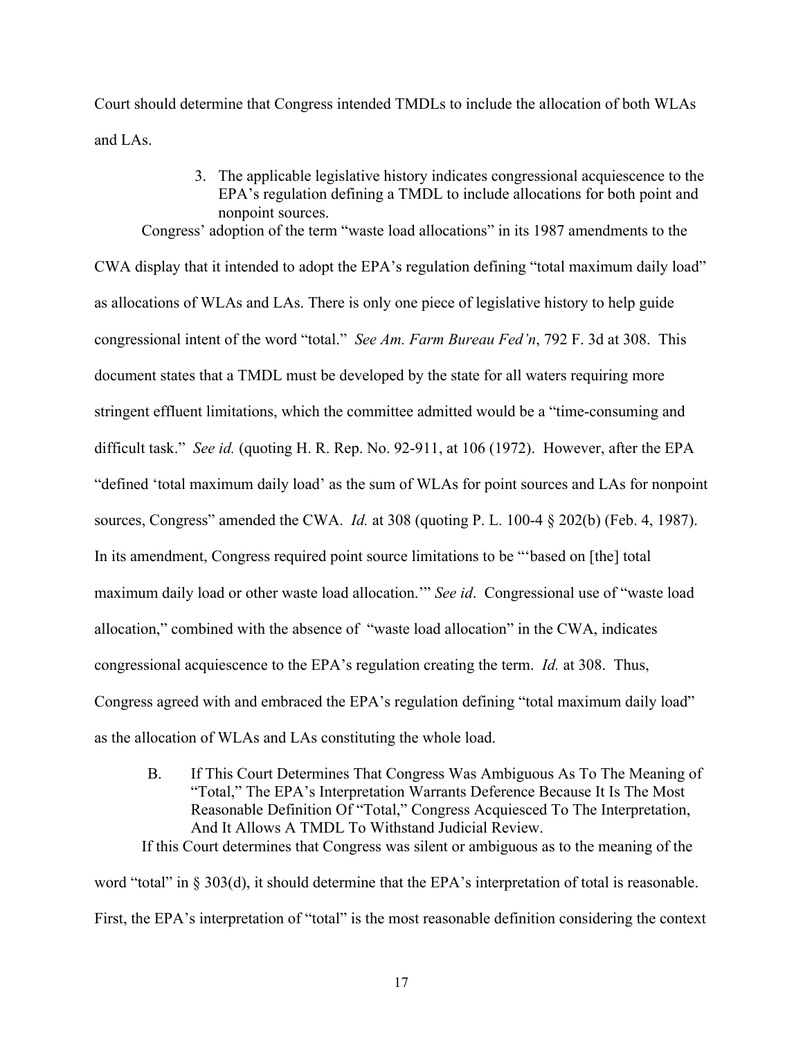Court should determine that Congress intended TMDLs to include the allocation of both WLAs and LAs.

3. The applicable legislative history indicates congressional acquiescence to the EPA's regulation defining a TMDL to include allocations for both point and nonpoint sources.

Congress' adoption of the term "waste load allocations" in its 1987 amendments to the CWA display that it intended to adopt the EPA's regulation defining "total maximum daily load" as allocations of WLAs and LAs. There is only one piece of legislative history to help guide congressional intent of the word "total." *See Am. Farm Bureau Fed'n*, 792 F. 3d at 308. This document states that a TMDL must be developed by the state for all waters requiring more stringent effluent limitations, which the committee admitted would be a "time-consuming and difficult task." *See id.* (quoting H. R. Rep. No. 92-911, at 106 (1972). However, after the EPA "defined 'total maximum daily load' as the sum of WLAs for point sources and LAs for nonpoint sources, Congress" amended the CWA. *Id.* at 308 (quoting P. L. 100-4 § 202(b) (Feb. 4, 1987). In its amendment, Congress required point source limitations to be "'based on [the] total maximum daily load or other waste load allocation.'" *See id*. Congressional use of "waste load allocation," combined with the absence of "waste load allocation" in the CWA, indicates congressional acquiescence to the EPA's regulation creating the term. *Id.* at 308. Thus, Congress agreed with and embraced the EPA's regulation defining "total maximum daily load" as the allocation of WLAs and LAs constituting the whole load.

B. If This Court Determines That Congress Was Ambiguous As To The Meaning of "Total," The EPA's Interpretation Warrants Deference Because It Is The Most Reasonable Definition Of "Total," Congress Acquiesced To The Interpretation, And It Allows A TMDL To Withstand Judicial Review.

If this Court determines that Congress was silent or ambiguous as to the meaning of the word "total" in § 303(d), it should determine that the EPA's interpretation of total is reasonable. First, the EPA's interpretation of "total" is the most reasonable definition considering the context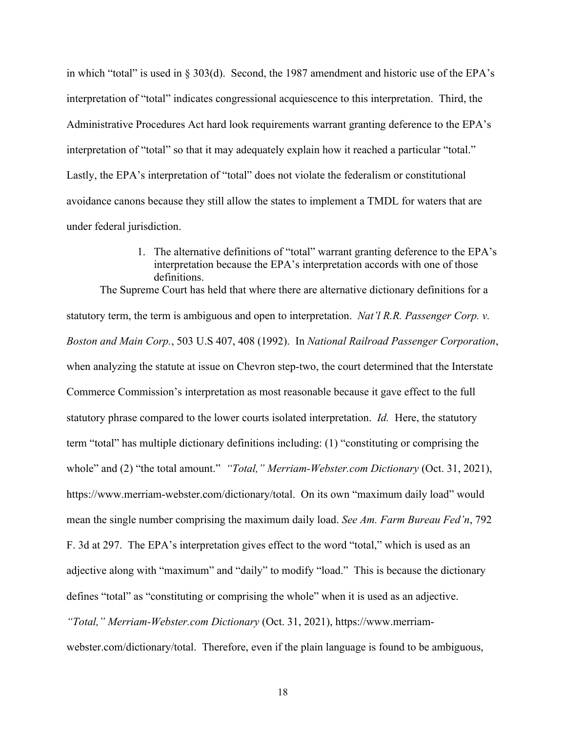in which "total" is used in § 303(d). Second, the 1987 amendment and historic use of the EPA's interpretation of "total" indicates congressional acquiescence to this interpretation. Third, the Administrative Procedures Act hard look requirements warrant granting deference to the EPA's interpretation of "total" so that it may adequately explain how it reached a particular "total." Lastly, the EPA's interpretation of "total" does not violate the federalism or constitutional avoidance canons because they still allow the states to implement a TMDL for waters that are under federal jurisdiction.

1. The alternative definitions of "total" warrant granting deference to the EPA's interpretation because the EPA's interpretation accords with one of those definitions.

The Supreme Court has held that where there are alternative dictionary definitions for a statutory term, the term is ambiguous and open to interpretation. *Nat'l R.R. Passenger Corp. v. Boston and Main Corp.*, 503 U.S 407, 408 (1992). In *National Railroad Passenger Corporation*, when analyzing the statute at issue on Chevron step-two, the court determined that the Interstate Commerce Commission's interpretation as most reasonable because it gave effect to the full statutory phrase compared to the lower courts isolated interpretation. *Id.* Here, the statutory term "total" has multiple dictionary definitions including: (1) "constituting or comprising the whole" and (2) "the total amount." *"Total," Merriam-Webster.com Dictionary* (Oct. 31, 2021), https://www.merriam-webster.com/dictionary/total. On its own "maximum daily load" would mean the single number comprising the maximum daily load. *See Am. Farm Bureau Fed'n*, 792 F. 3d at 297. The EPA's interpretation gives effect to the word "total," which is used as an adjective along with "maximum" and "daily" to modify "load." This is because the dictionary defines "total" as "constituting or comprising the whole" when it is used as an adjective. *"Total," Merriam-Webster.com Dictionary* (Oct. 31, 2021), https://www.merriam-webster.com/dictionary/total. Therefore, even if the plain language is found to be ambiguous,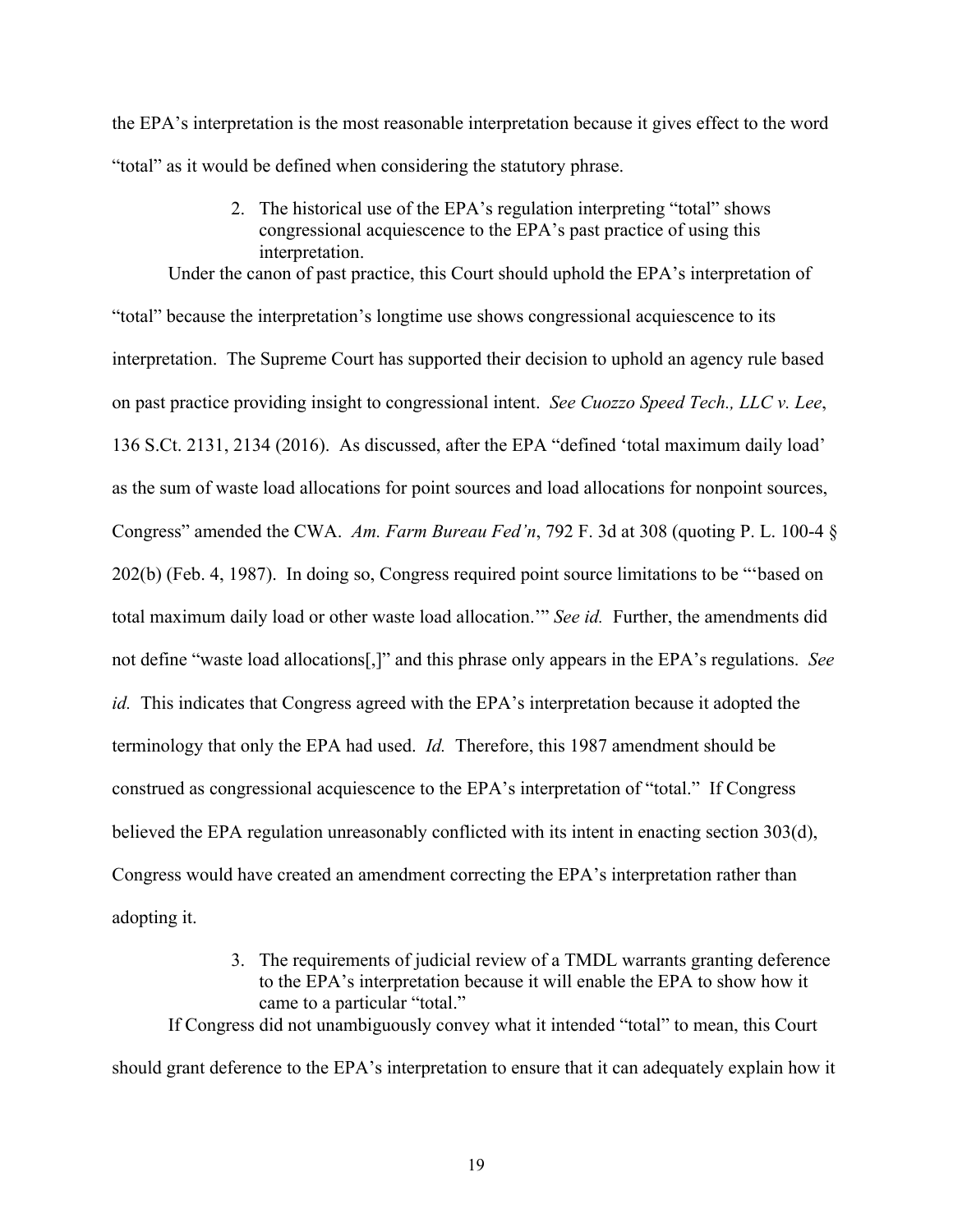the EPA's interpretation is the most reasonable interpretation because it gives effect to the word "total" as it would be defined when considering the statutory phrase.

2. The historical use of the EPA's regulation interpreting "total" shows congressional acquiescence to the EPA's past practice of using this interpretation.

Under the canon of past practice, this Court should uphold the EPA's interpretation of "total" because the interpretation's longtime use shows congressional acquiescence to its interpretation. The Supreme Court has supported their decision to uphold an agency rule based on past practice providing insight to congressional intent. *See Cuozzo Speed Tech., LLC v. Lee*, 136 S.Ct. 2131, 2134 (2016). As discussed, after the EPA "defined 'total maximum daily load' as the sum of waste load allocations for point sources and load allocations for nonpoint sources, Congress" amended the CWA. *Am. Farm Bureau Fed'n*, 792 F. 3d at 308 (quoting P. L. 100-4 § 202(b) (Feb. 4, 1987). In doing so, Congress required point source limitations to be "'based on total maximum daily load or other waste load allocation.'" *See id.* Further, the amendments did not define "waste load allocations[,]" and this phrase only appears in the EPA's regulations. *See id.* This indicates that Congress agreed with the EPA's interpretation because it adopted the terminology that only the EPA had used. *Id.* Therefore, this 1987 amendment should be construed as congressional acquiescence to the EPA's interpretation of "total." If Congress believed the EPA regulation unreasonably conflicted with its intent in enacting section 303(d), Congress would have created an amendment correcting the EPA's interpretation rather than adopting it.

3. The requirements of judicial review of a TMDL warrants granting deference to the EPA's interpretation because it will enable the EPA to show how it came to a particular "total."

If Congress did not unambiguously convey what it intended "total" to mean, this Court should grant deference to the EPA's interpretation to ensure that it can adequately explain how it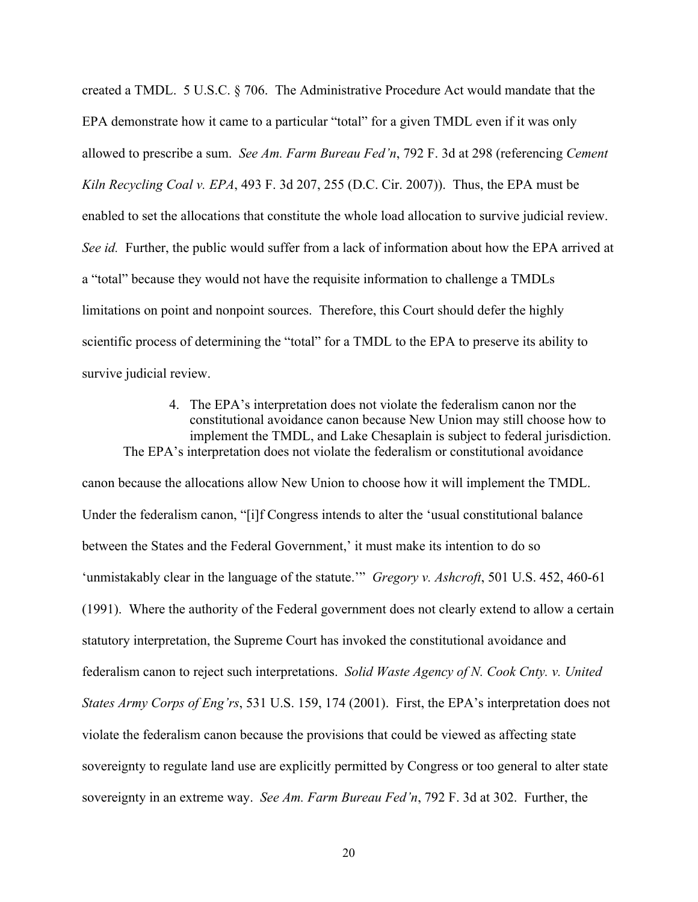created a TMDL. 5 U.S.C. § 706. The Administrative Procedure Act would mandate that the EPA demonstrate how it came to a particular "total" for a given TMDL even if it was only allowed to prescribe a sum. *See Am. Farm Bureau Fed'n*, 792 F. 3d at 298 (referencing *Cement Kiln Recycling Coal v. EPA*, 493 F. 3d 207, 255 (D.C. Cir. 2007)). Thus, the EPA must be enabled to set the allocations that constitute the whole load allocation to survive judicial review. *See id.* Further, the public would suffer from a lack of information about how the EPA arrived at a "total" because they would not have the requisite information to challenge a TMDLs limitations on point and nonpoint sources. Therefore, this Court should defer the highly scientific process of determining the "total" for a TMDL to the EPA to preserve its ability to survive judicial review.

#### 4. The EPA's interpretation does not violate the federalism canon nor the constitutional avoidance canon because New Union may still choose how to implement the TMDL, and Lake Chesaplain is subject to federal jurisdiction.

The EPA's interpretation does not violate the federalism or constitutional avoidance canon because the allocations allow New Union to choose how it will implement the TMDL. Under the federalism canon, "[i]f Congress intends to alter the 'usual constitutional balance between the States and the Federal Government,' it must make its intention to do so 'unmistakably clear in the language of the statute.'" *Gregory v. Ashcroft*, 501 U.S. 452, 460-61 (1991). Where the authority of the Federal government does not clearly extend to allow a certain statutory interpretation, the Supreme Court has invoked the constitutional avoidance and federalism canon to reject such interpretations. *Solid Waste Agency of N. Cook Cnty. v. United States Army Corps of Eng'rs*, 531 U.S. 159, 174 (2001). First, the EPA's interpretation does not violate the federalism canon because the provisions that could be viewed as affecting state sovereignty to regulate land use are explicitly permitted by Congress or too general to alter state sovereignty in an extreme way. *See Am. Farm Bureau Fed'n*, 792 F. 3d at 302. Further, the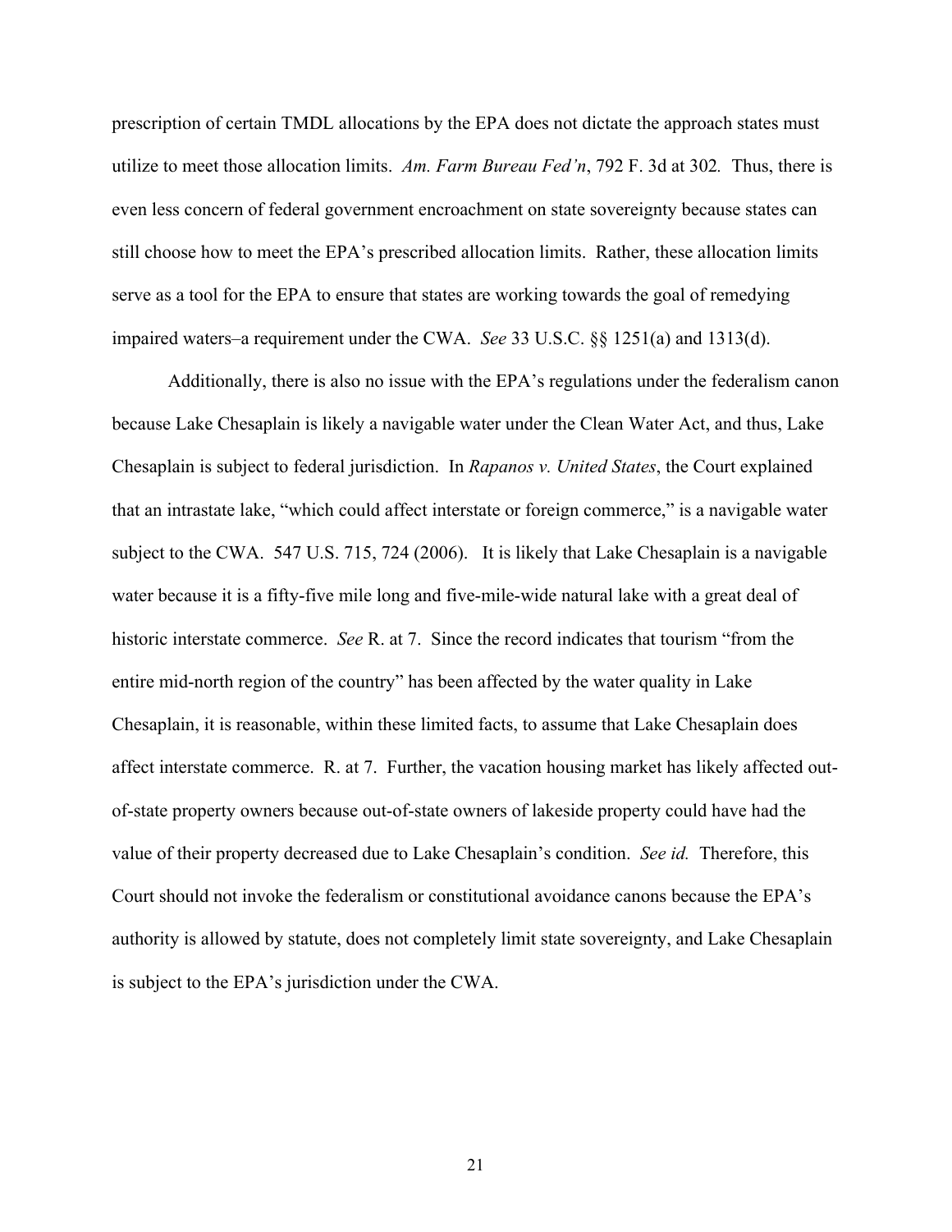prescription of certain TMDL allocations by the EPA does not dictate the approach states must utilize to meet those allocation limits. *Am. Farm Bureau Fed'n*, 792 F. 3d at 302*.* Thus, there is even less concern of federal government encroachment on state sovereignty because states can still choose how to meet the EPA's prescribed allocation limits. Rather, these allocation limits serve as a tool for the EPA to ensure that states are working towards the goal of remedying impaired waters–a requirement under the CWA. *See* 33 U.S.C. §§ 1251(a) and 1313(d).

Additionally, there is also no issue with the EPA's regulations under the federalism canon because Lake Chesaplain is likely a navigable water under the Clean Water Act, and thus, Lake Chesaplain is subject to federal jurisdiction. In *Rapanos v. United States*, the Court explained that an intrastate lake, "which could affect interstate or foreign commerce," is a navigable water subject to the CWA. 547 U.S. 715, 724 (2006). It is likely that Lake Chesaplain is a navigable water because it is a fifty-five mile long and five-mile-wide natural lake with a great deal of historic interstate commerce. *See* R. at 7. Since the record indicates that tourism "from the entire mid-north region of the country" has been affected by the water quality in Lake Chesaplain, it is reasonable, within these limited facts, to assume that Lake Chesaplain does affect interstate commerce. R. at 7. Further, the vacation housing market has likely affected out-of-state property owners because out-of-state owners of lakeside property could have had the value of their property decreased due to Lake Chesaplain's condition. *See id.* Therefore, this Court should not invoke the federalism or constitutional avoidance canons because the EPA's authority is allowed by statute, does not completely limit state sovereignty, and Lake Chesaplain is subject to the EPA's jurisdiction under the CWA.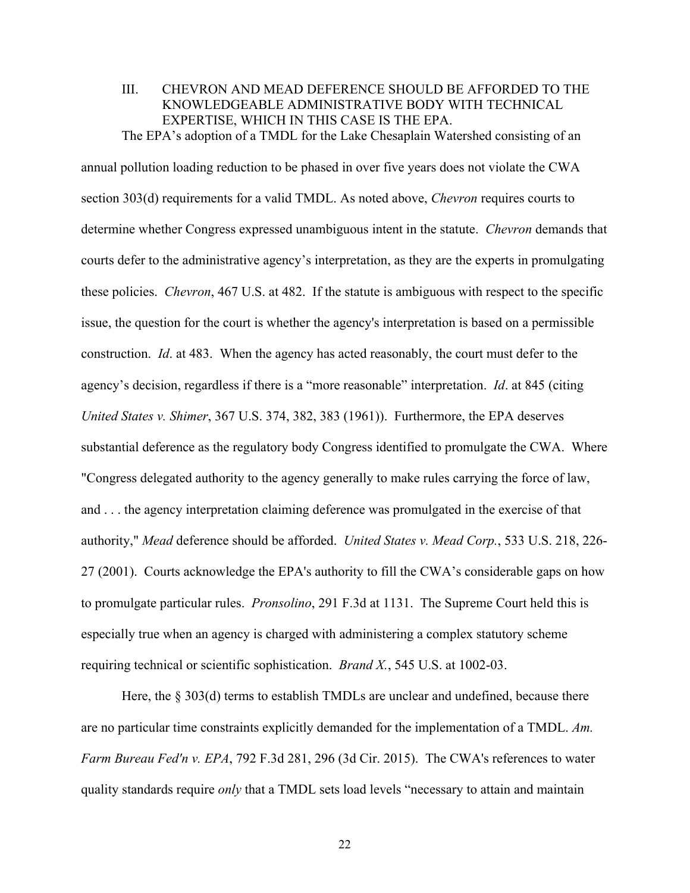### III. CHEVRON AND MEAD DEFERENCE SHOULD BE AFFORDED TO THE KNOWLEDGEABLE ADMINISTRATIVE BODY WITH TECHNICAL EXPERTISE, WHICH IN THIS CASE IS THE EPA.

The EPA's adoption of a TMDL for the Lake Chesaplain Watershed consisting of an annual pollution loading reduction to be phased in over five years does not violate the CWA section 303(d) requirements for a valid TMDL. As noted above, *Chevron* requires courts to determine whether Congress expressed unambiguous intent in the statute. *Chevron* demands that courts defer to the administrative agency's interpretation, as they are the experts in promulgating these policies. *Chevron*, 467 U.S. at 482. If the statute is ambiguous with respect to the specific issue, the question for the court is whether the agency's interpretation is based on a permissible construction. *Id*. at 483. When the agency has acted reasonably, the court must defer to the agency's decision, regardless if there is a "more reasonable" interpretation. *Id*. at 845 (citing *United States v. Shimer*, 367 U.S. 374, 382, 383 (1961)). Furthermore, the EPA deserves substantial deference as the regulatory body Congress identified to promulgate the CWA. Where "Congress delegated authority to the agency generally to make rules carrying the force of law, and . . . the agency interpretation claiming deference was promulgated in the exercise of that authority," *Mead* deference should be afforded. *United States v. Mead Corp.*, 533 U.S. 218, 226-27 (2001). Courts acknowledge the EPA's authority to fill the CWA's considerable gaps on how to promulgate particular rules. *Pronsolino*, 291 F.3d at 1131. The Supreme Court held this is especially true when an agency is charged with administering a complex statutory scheme requiring technical or scientific sophistication. *Brand X.*, 545 U.S. at 1002-03.

Here, the § 303(d) terms to establish TMDLs are unclear and undefined, because there are no particular time constraints explicitly demanded for the implementation of a TMDL. *Am. Farm Bureau Fed'n v. EPA*, 792 F.3d 281, 296 (3d Cir. 2015). The CWA's references to water quality standards require *only* that a TMDL sets load levels "necessary to attain and maintain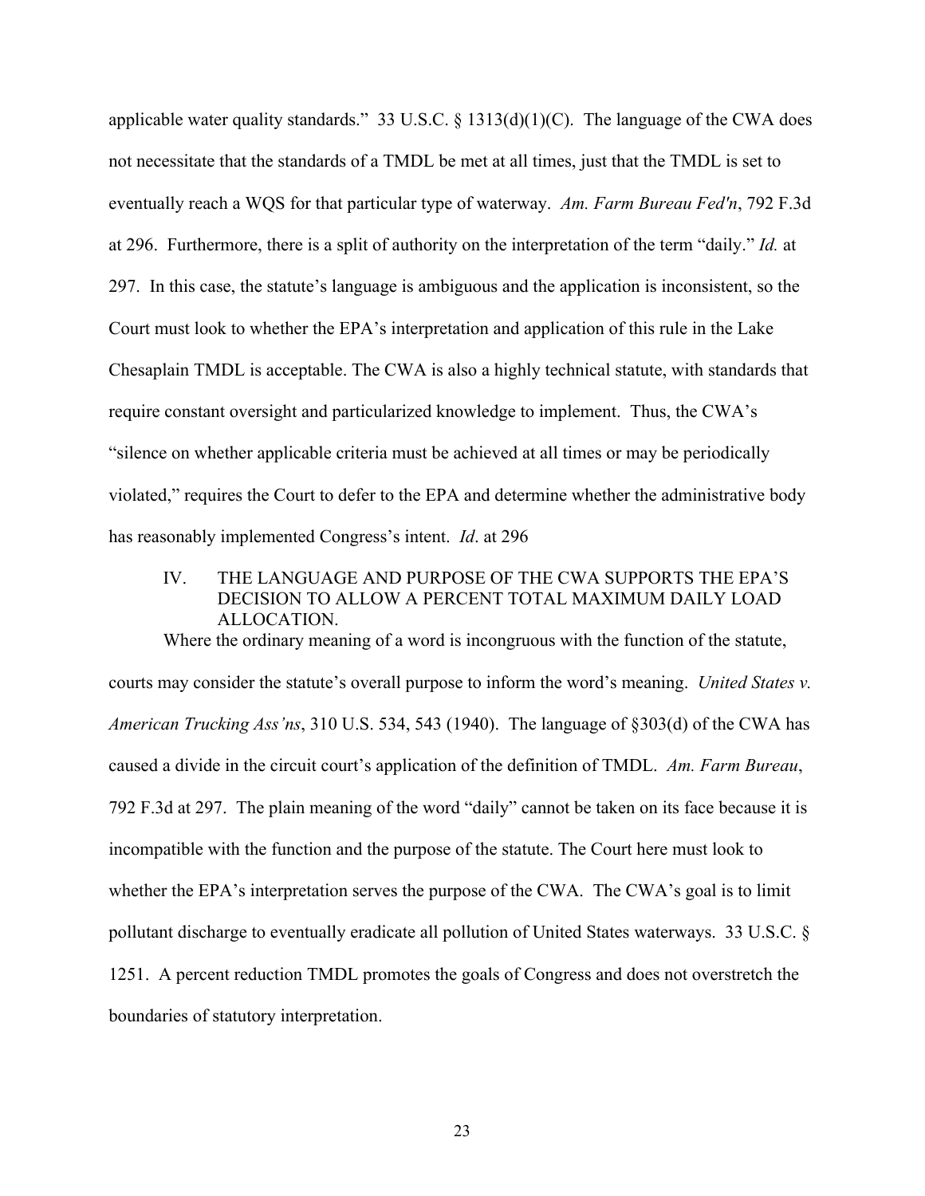applicable water quality standards." 33 U.S.C. § 1313(d)(1)(C). The language of the CWA does not necessitate that the standards of a TMDL be met at all times, just that the TMDL is set to eventually reach a WQS for that particular type of waterway. *Am. Farm Bureau Fed'n*, 792 F.3d at 296. Furthermore, there is a split of authority on the interpretation of the term "daily." *Id.* at 297. In this case, the statute's language is ambiguous and the application is inconsistent, so the Court must look to whether the EPA's interpretation and application of this rule in the Lake Chesaplain TMDL is acceptable. The CWA is also a highly technical statute, with standards that require constant oversight and particularized knowledge to implement. Thus, the CWA's "silence on whether applicable criteria must be achieved at all times or may be periodically violated," requires the Court to defer to the EPA and determine whether the administrative body has reasonably implemented Congress's intent. *Id*. at 296

## IV. THE LANGUAGE AND PURPOSE OF THE CWA SUPPORTS THE EPA'S DECISION TO ALLOW A PERCENT TOTAL MAXIMUM DAILY LOAD ALLOCATION.

Where the ordinary meaning of a word is incongruous with the function of the statute, courts may consider the statute's overall purpose to inform the word's meaning. *United States v. American Trucking Ass'ns*, 310 U.S. 534, 543 (1940). The language of §303(d) of the CWA has caused a divide in the circuit court's application of the definition of TMDL. *Am. Farm Bureau*, 792 F.3d at 297. The plain meaning of the word "daily" cannot be taken on its face because it is incompatible with the function and the purpose of the statute. The Court here must look to whether the EPA's interpretation serves the purpose of the CWA. The CWA's goal is to limit pollutant discharge to eventually eradicate all pollution of United States waterways. 33 U.S.C. § 1251. A percent reduction TMDL promotes the goals of Congress and does not overstretch the boundaries of statutory interpretation.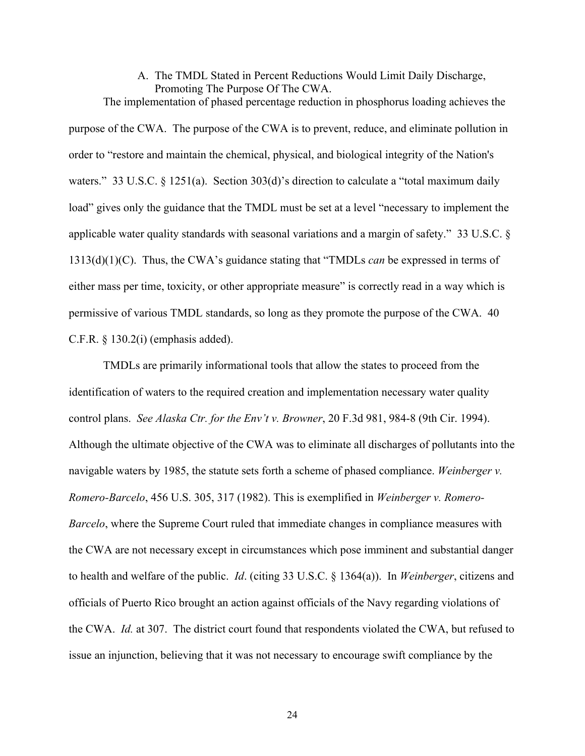### A. The TMDL Stated in Percent Reductions Would Limit Daily Discharge, Promoting The Purpose Of The CWA.

The implementation of phased percentage reduction in phosphorus loading achieves the purpose of the CWA. The purpose of the CWA is to prevent, reduce, and eliminate pollution in order to "restore and maintain the chemical, physical, and biological integrity of the Nation's waters." 33 U.S.C. § 1251(a). Section 303(d)'s direction to calculate a "total maximum daily load" gives only the guidance that the TMDL must be set at a level "necessary to implement the applicable water quality standards with seasonal variations and a margin of safety." 33 U.S.C. § 1313(d)(1)(C). Thus, the CWA's guidance stating that "TMDLs *can* be expressed in terms of either mass per time, toxicity, or other appropriate measure" is correctly read in a way which is permissive of various TMDL standards, so long as they promote the purpose of the CWA. 40 C.F.R. § 130.2(i) (emphasis added).

TMDLs are primarily informational tools that allow the states to proceed from the identification of waters to the required creation and implementation necessary water quality control plans. *See Alaska Ctr. for the Env't v. Browner*, 20 F.3d 981, 984-8 (9th Cir. 1994). Although the ultimate objective of the CWA was to eliminate all discharges of pollutants into the navigable waters by 1985, the statute sets forth a scheme of phased compliance. *Weinberger v. Romero-Barcelo*, 456 U.S. 305, 317 (1982). This is exemplified in *Weinberger v. Romero-Barcelo*, where the Supreme Court ruled that immediate changes in compliance measures with the CWA are not necessary except in circumstances which pose imminent and substantial danger to health and welfare of the public. *Id*. (citing 33 U.S.C. § 1364(a)). In *Weinberger*, citizens and officials of Puerto Rico brought an action against officials of the Navy regarding violations of the CWA. *Id.* at 307. The district court found that respondents violated the CWA, but refused to issue an injunction, believing that it was not necessary to encourage swift compliance by the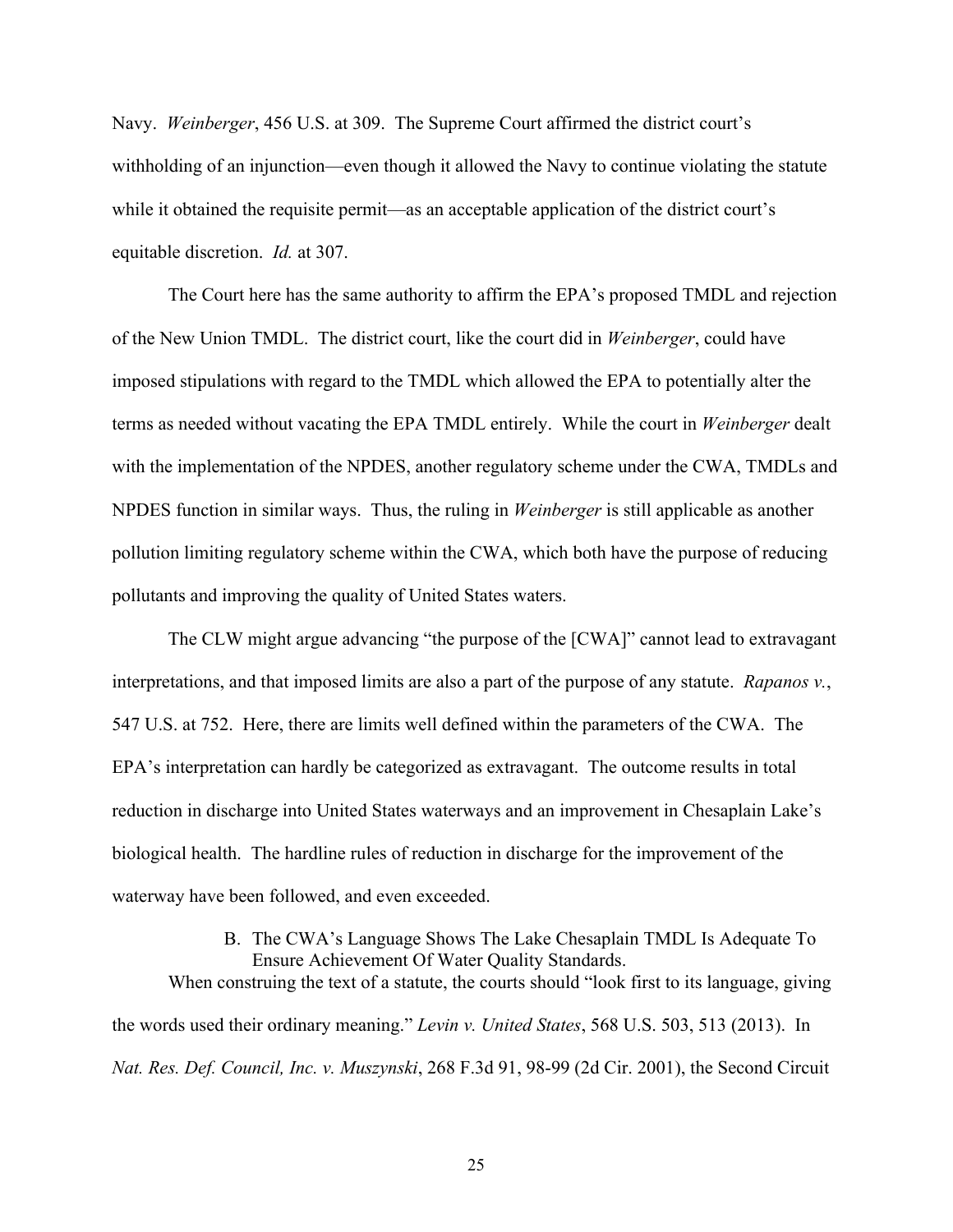Navy. *Weinberger*, 456 U.S. at 309. The Supreme Court affirmed the district court's withholding of an injunction—even though it allowed the Navy to continue violating the statute while it obtained the requisite permit—as an acceptable application of the district court's equitable discretion. *Id.* at 307.

The Court here has the same authority to affirm the EPA's proposed TMDL and rejection of the New Union TMDL. The district court, like the court did in *Weinberger*, could have imposed stipulations with regard to the TMDL which allowed the EPA to potentially alter the terms as needed without vacating the EPA TMDL entirely. While the court in *Weinberger* dealt with the implementation of the NPDES, another regulatory scheme under the CWA, TMDLs and NPDES function in similar ways. Thus, the ruling in *Weinberger* is still applicable as another pollution limiting regulatory scheme within the CWA, which both have the purpose of reducing pollutants and improving the quality of United States waters.

The CLW might argue advancing "the purpose of the [CWA]" cannot lead to extravagant interpretations, and that imposed limits are also a part of the purpose of any statute. *Rapanos v.*, 547 U.S. at 752. Here, there are limits well defined within the parameters of the CWA. The EPA's interpretation can hardly be categorized as extravagant. The outcome results in total reduction in discharge into United States waterways and an improvement in Chesaplain Lake's biological health. The hardline rules of reduction in discharge for the improvement of the waterway have been followed, and even exceeded.

### B. The CWA's Language Shows The Lake Chesaplain TMDL Is Adequate To Ensure Achievement Of Water Quality Standards.

When construing the text of a statute, the courts should "look first to its language, giving the words used their ordinary meaning." *Levin v. United States*, 568 U.S. 503, 513 (2013). In *Nat. Res. Def. Council, Inc. v. Muszynski*, 268 F.3d 91, 98-99 (2d Cir. 2001), the Second Circuit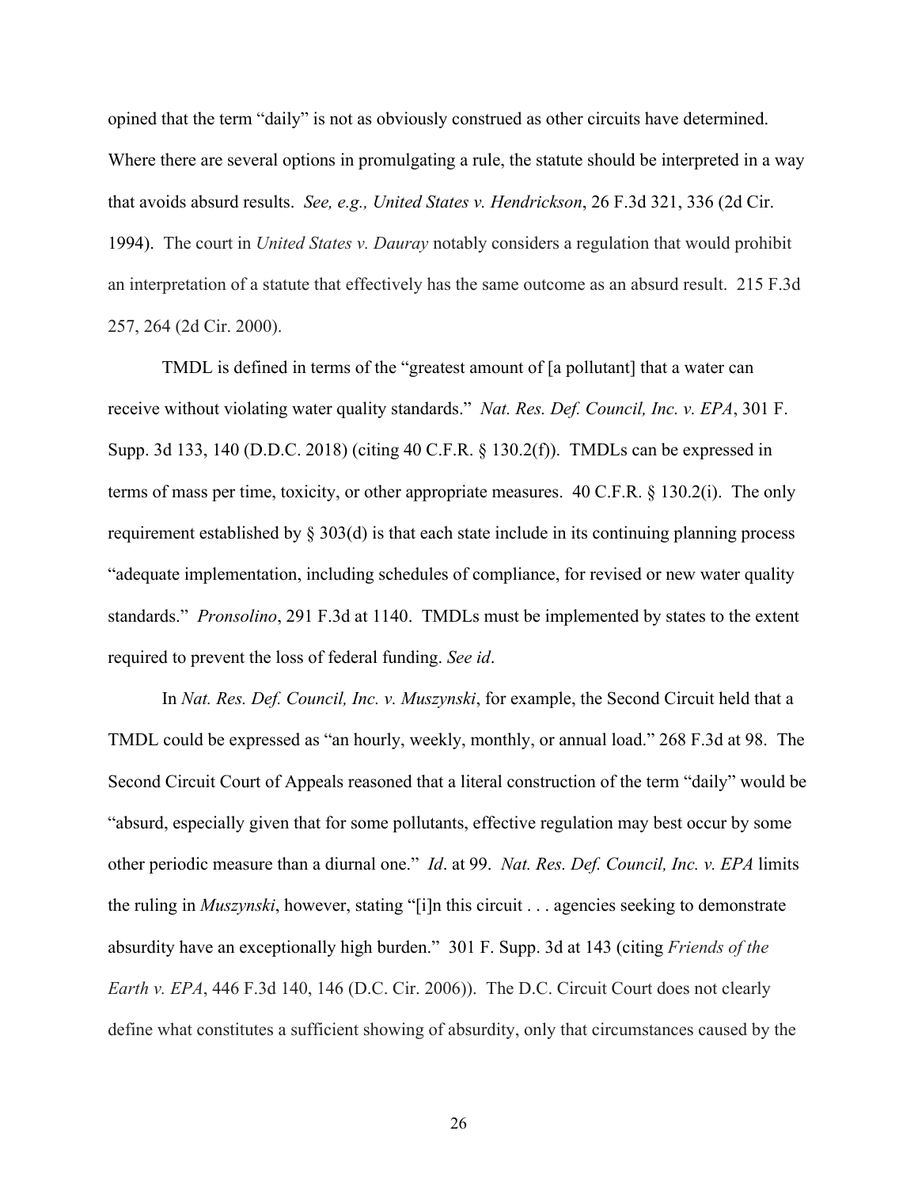opined that the term "daily" is not as obviously construed as other circuits have determined. Where there are several options in promulgating a rule, the statute should be interpreted in a way that avoids absurd results. *See, e.g., United States v. Hendrickson*, 26 F.3d 321, 336 (2d Cir. 1994). The court in *United States v. Dauray* notably considers a regulation that would prohibit an interpretation of a statute that effectively has the same outcome as an absurd result. 215 F.3d 257, 264 (2d Cir. 2000).

TMDL is defined in terms of the "greatest amount of [a pollutant] that a water can receive without violating water quality standards." *Nat. Res. Def. Council, Inc. v. EPA*, 301 F. Supp. 3d 133, 140 (D.D.C. 2018) (citing 40 C.F.R. § 130.2(f)). TMDLs can be expressed in terms of mass per time, toxicity, or other appropriate measures. 40 C.F.R. § 130.2(i). The only requirement established by § 303(d) is that each state include in its continuing planning process "adequate implementation, including schedules of compliance, for revised or new water quality standards." *Pronsolino*, 291 F.3d at 1140. TMDLs must be implemented by states to the extent required to prevent the loss of federal funding. *See id*.

In *Nat. Res. Def. Council, Inc. v. Muszynski*, for example, the Second Circuit held that a TMDL could be expressed as "an hourly, weekly, monthly, or annual load." 268 F.3d at 98. The Second Circuit Court of Appeals reasoned that a literal construction of the term "daily" would be "absurd, especially given that for some pollutants, effective regulation may best occur by some other periodic measure than a diurnal one." *Id*. at 99. *Nat. Res. Def. Council, Inc. v. EPA* limits the ruling in *Muszynski*, however, stating "[i]n this circuit . . . agencies seeking to demonstrate absurdity have an exceptionally high burden." 301 F. Supp. 3d at 143 (citing *Friends of the Earth v. EPA*, 446 F.3d 140, 146 (D.C. Cir. 2006)). The D.C. Circuit Court does not clearly define what constitutes a sufficient showing of absurdity, only that circumstances caused by the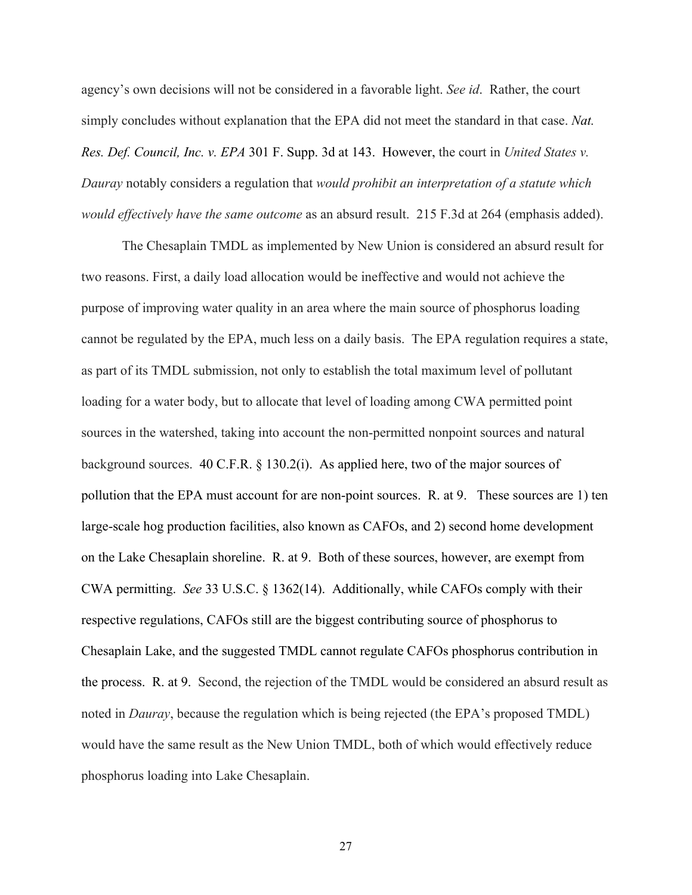agency's own decisions will not be considered in a favorable light. *See id*. Rather, the court simply concludes without explanation that the EPA did not meet the standard in that case. *Nat. Res. Def. Council, Inc. v. EPA* 301 F. Supp. 3d at 143. However, the court in *United States v. Dauray* notably considers a regulation that *would prohibit an interpretation of a statute which would effectively have the same outcome* as an absurd result. 215 F.3d at 264 (emphasis added).

The Chesaplain TMDL as implemented by New Union is considered an absurd result for two reasons. First, a daily load allocation would be ineffective and would not achieve the purpose of improving water quality in an area where the main source of phosphorus loading cannot be regulated by the EPA, much less on a daily basis. The EPA regulation requires a state, as part of its TMDL submission, not only to establish the total maximum level of pollutant loading for a water body, but to allocate that level of loading among CWA permitted point sources in the watershed, taking into account the non-permitted nonpoint sources and natural background sources. 40 C.F.R. § 130.2(i). As applied here, two of the major sources of pollution that the EPA must account for are non-point sources. R. at 9. These sources are 1) ten large-scale hog production facilities, also known as CAFOs, and 2) second home development on the Lake Chesaplain shoreline. R. at 9. Both of these sources, however, are exempt from CWA permitting. *See* 33 U.S.C. § 1362(14). Additionally, while CAFOs comply with their respective regulations, CAFOs still are the biggest contributing source of phosphorus to Chesaplain Lake, and the suggested TMDL cannot regulate CAFOs phosphorus contribution in the process. R. at 9. Second, the rejection of the TMDL would be considered an absurd result as noted in *Dauray*, because the regulation which is being rejected (the EPA's proposed TMDL) would have the same result as the New Union TMDL, both of which would effectively reduce phosphorus loading into Lake Chesaplain.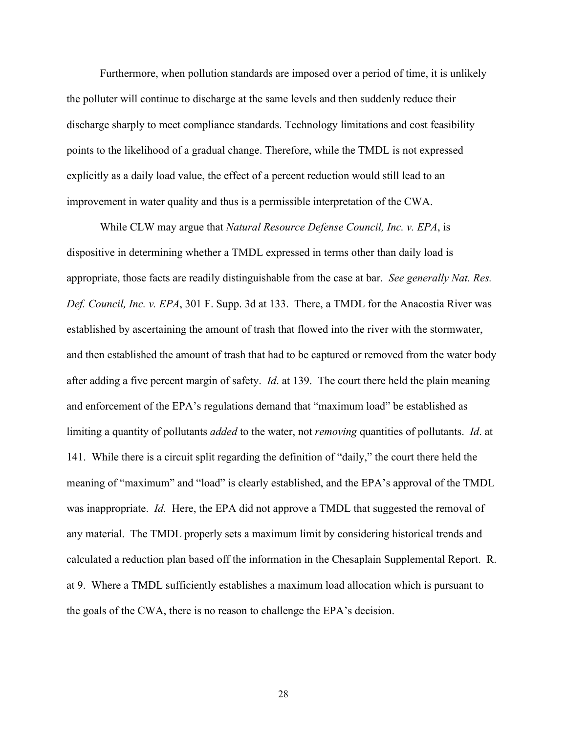Furthermore, when pollution standards are imposed over a period of time, it is unlikely the polluter will continue to discharge at the same levels and then suddenly reduce their discharge sharply to meet compliance standards. Technology limitations and cost feasibility points to the likelihood of a gradual change. Therefore, while the TMDL is not expressed explicitly as a daily load value, the effect of a percent reduction would still lead to an improvement in water quality and thus is a permissible interpretation of the CWA.

While CLW may argue that *Natural Resource Defense Council, Inc. v. EPA*, is dispositive in determining whether a TMDL expressed in terms other than daily load is appropriate, those facts are readily distinguishable from the case at bar. *See generally Nat. Res. Def. Council, Inc. v. EPA*, 301 F. Supp. 3d at 133. There, a TMDL for the Anacostia River was established by ascertaining the amount of trash that flowed into the river with the stormwater, and then established the amount of trash that had to be captured or removed from the water body after adding a five percent margin of safety. *Id*. at 139. The court there held the plain meaning and enforcement of the EPA's regulations demand that "maximum load" be established as limiting a quantity of pollutants *added* to the water, not *removing* quantities of pollutants. *Id*. at 141. While there is a circuit split regarding the definition of "daily," the court there held the meaning of "maximum" and "load" is clearly established, and the EPA's approval of the TMDL was inappropriate. *Id.* Here, the EPA did not approve a TMDL that suggested the removal of any material. The TMDL properly sets a maximum limit by considering historical trends and calculated a reduction plan based off the information in the Chesaplain Supplemental Report. R. at 9. Where a TMDL sufficiently establishes a maximum load allocation which is pursuant to the goals of the CWA, there is no reason to challenge the EPA's decision.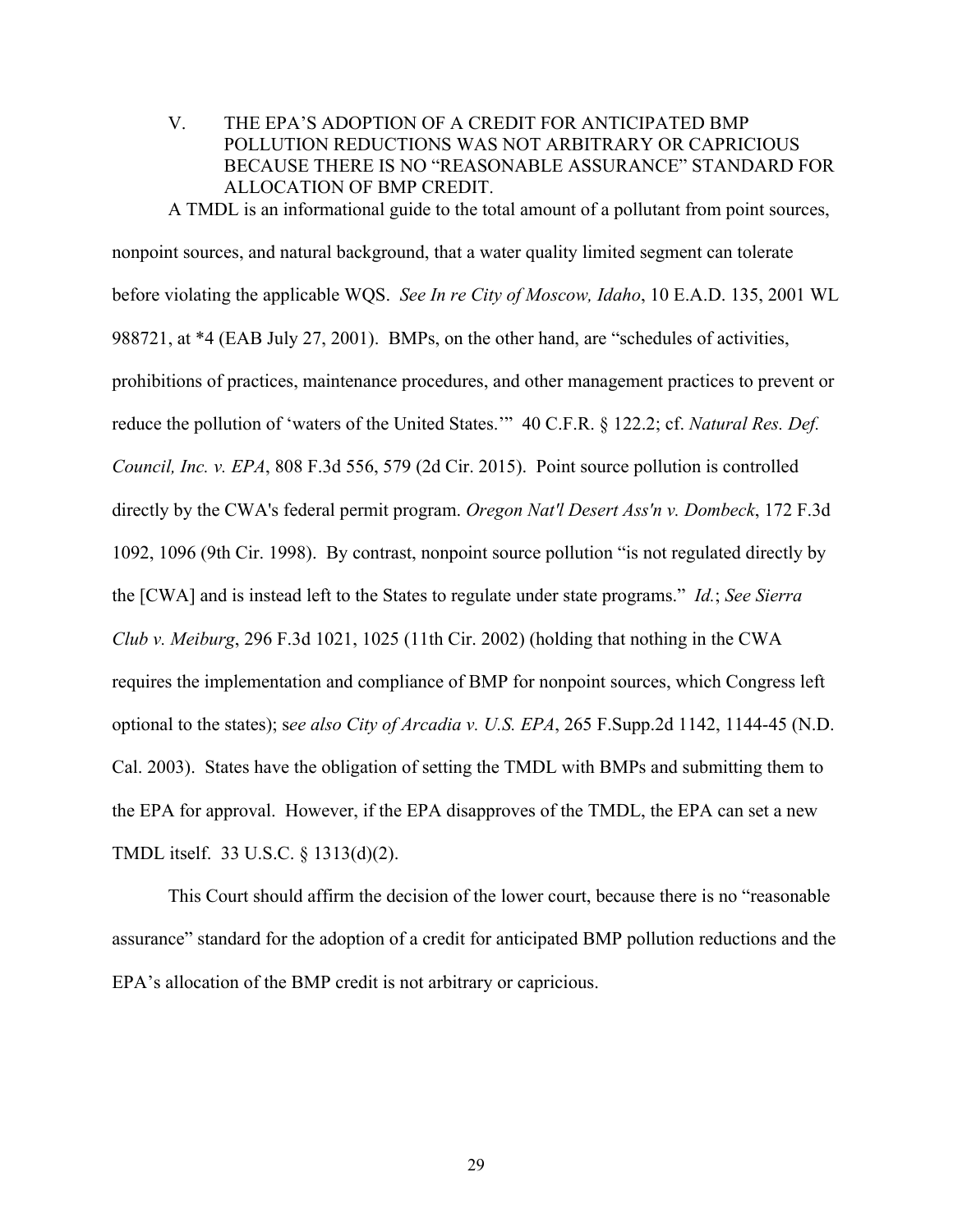## V. THE EPA'S ADOPTION OF A CREDIT FOR ANTICIPATED BMP POLLUTION REDUCTIONS WAS NOT ARBITRARY OR CAPRICIOUS BECAUSE THERE IS NO "REASONABLE ASSURANCE" STANDARD FOR ALLOCATION OF BMP CREDIT.

A TMDL is an informational guide to the total amount of a pollutant from point sources, nonpoint sources, and natural background, that a water quality limited segment can tolerate before violating the applicable WQS. *See In re City of Moscow, Idaho*, 10 E.A.D. 135, 2001 WL 988721, at *4 (EAB July 27, 2001). BMPs, on the other hand, are "schedules of activities, prohibitions of practices, maintenance procedures, and other management practices to prevent or reduce the pollution of 'waters of the United States.'" 40 C.F.R. § 122.2; cf. *Natural Res. Def. Council, Inc. v. EPA*, 808 F.3d 556, 579 (2d Cir. 2015). Point source pollution is controlled directly by the CWA's federal permit program. *Oregon Nat'l Desert Ass'n v. Dombeck*, 172 F.3d 1092, 1096 (9th Cir. 1998). By contrast, nonpoint source pollution "is not regulated directly by the [CWA] and is instead left to the States to regulate under state programs." *Id.*; *See Sierra Club v. Meiburg*, 296 F.3d 1021, 1025 (11th Cir. 2002) (holding that nothing in the CWA requires the implementation and compliance of BMP for nonpoint sources, which Congress left optional to the states); s*ee also City of Arcadia v. U.S. EPA*, 265 F.Supp.2d 1142, 1144-45 (N.D. Cal. 2003). States have the obligation of setting the TMDL with BMPs and submitting them to the EPA for approval. However, if the EPA disapproves of the TMDL, the EPA can set a new TMDL itself. 33 U.S.C. § 1313(d)(2).

This Court should affirm the decision of the lower court, because there is no "reasonable assurance" standard for the adoption of a credit for anticipated BMP pollution reductions and the EPA's allocation of the BMP credit is not arbitrary or capricious.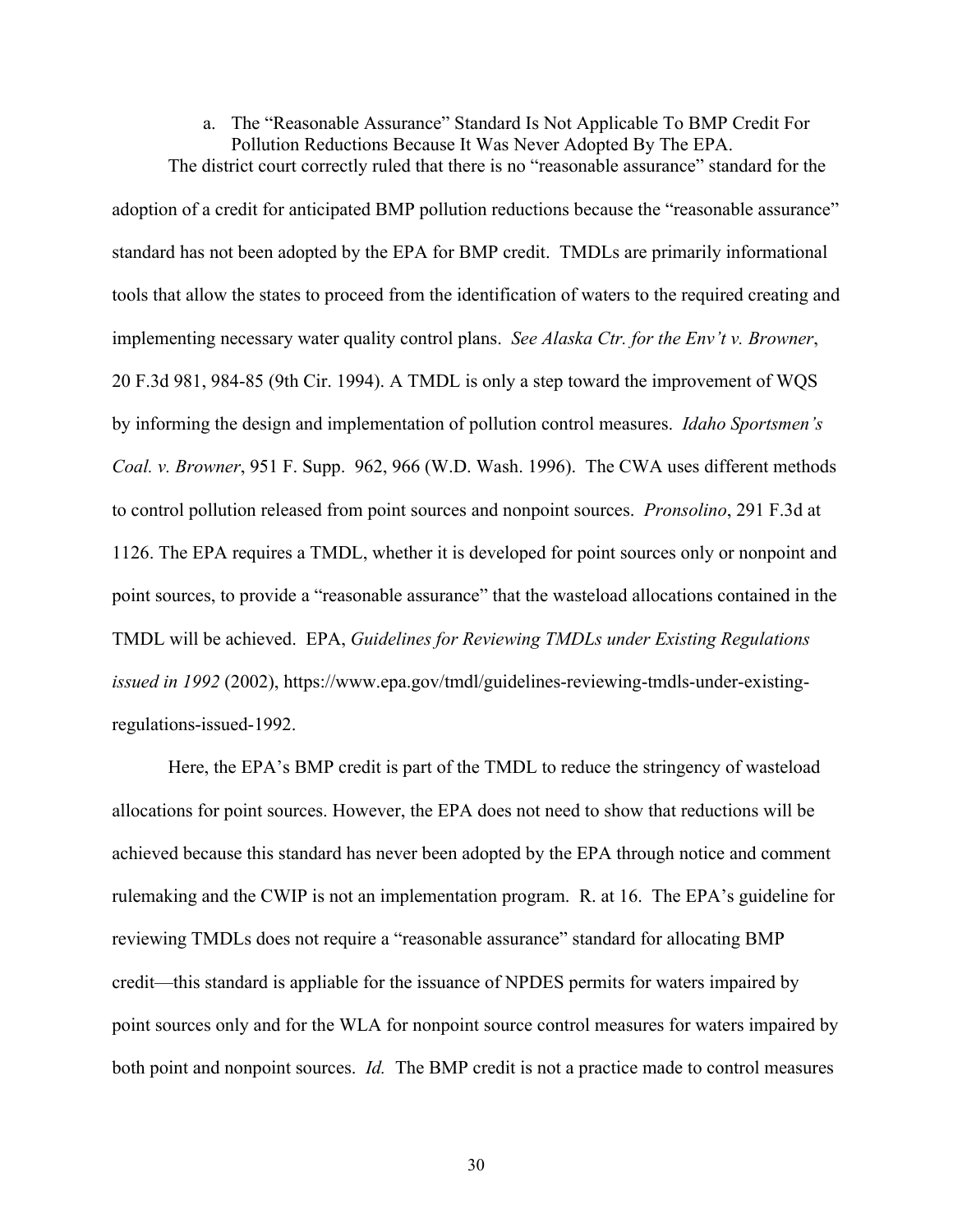a. The "Reasonable Assurance" Standard Is Not Applicable To BMP Credit For Pollution Reductions Because It Was Never Adopted By The EPA.

The district court correctly ruled that there is no "reasonable assurance" standard for the adoption of a credit for anticipated BMP pollution reductions because the "reasonable assurance" standard has not been adopted by the EPA for BMP credit. TMDLs are primarily informational tools that allow the states to proceed from the identification of waters to the required creating and implementing necessary water quality control plans. *See Alaska Ctr. for the Env't v. Browner*, 20 F.3d 981, 984-85 (9th Cir. 1994). A TMDL is only a step toward the improvement of WQS by informing the design and implementation of pollution control measures. *Idaho Sportsmen's Coal. v. Browner*, 951 F. Supp. 962, 966 (W.D. Wash. 1996). The CWA uses different methods to control pollution released from point sources and nonpoint sources. *Pronsolino*, 291 F.3d at 1126. The EPA requires a TMDL, whether it is developed for point sources only or nonpoint and point sources, to provide a "reasonable assurance" that the wasteload allocations contained in the TMDL will be achieved. EPA, *Guidelines for Reviewing TMDLs under Existing Regulations issued in 1992* (2002), https://www.epa.gov/tmdl/guidelines-reviewing-tmdls-under-existing-regulations-issued-1992.

Here, the EPA's BMP credit is part of the TMDL to reduce the stringency of wasteload allocations for point sources. However, the EPA does not need to show that reductions will be achieved because this standard has never been adopted by the EPA through notice and comment rulemaking and the CWIP is not an implementation program. R. at 16. The EPA's guideline for reviewing TMDLs does not require a "reasonable assurance" standard for allocating BMP credit—this standard is appliable for the issuance of NPDES permits for waters impaired by point sources only and for the WLA for nonpoint source control measures for waters impaired by both point and nonpoint sources. *Id.* The BMP credit is not a practice made to control measures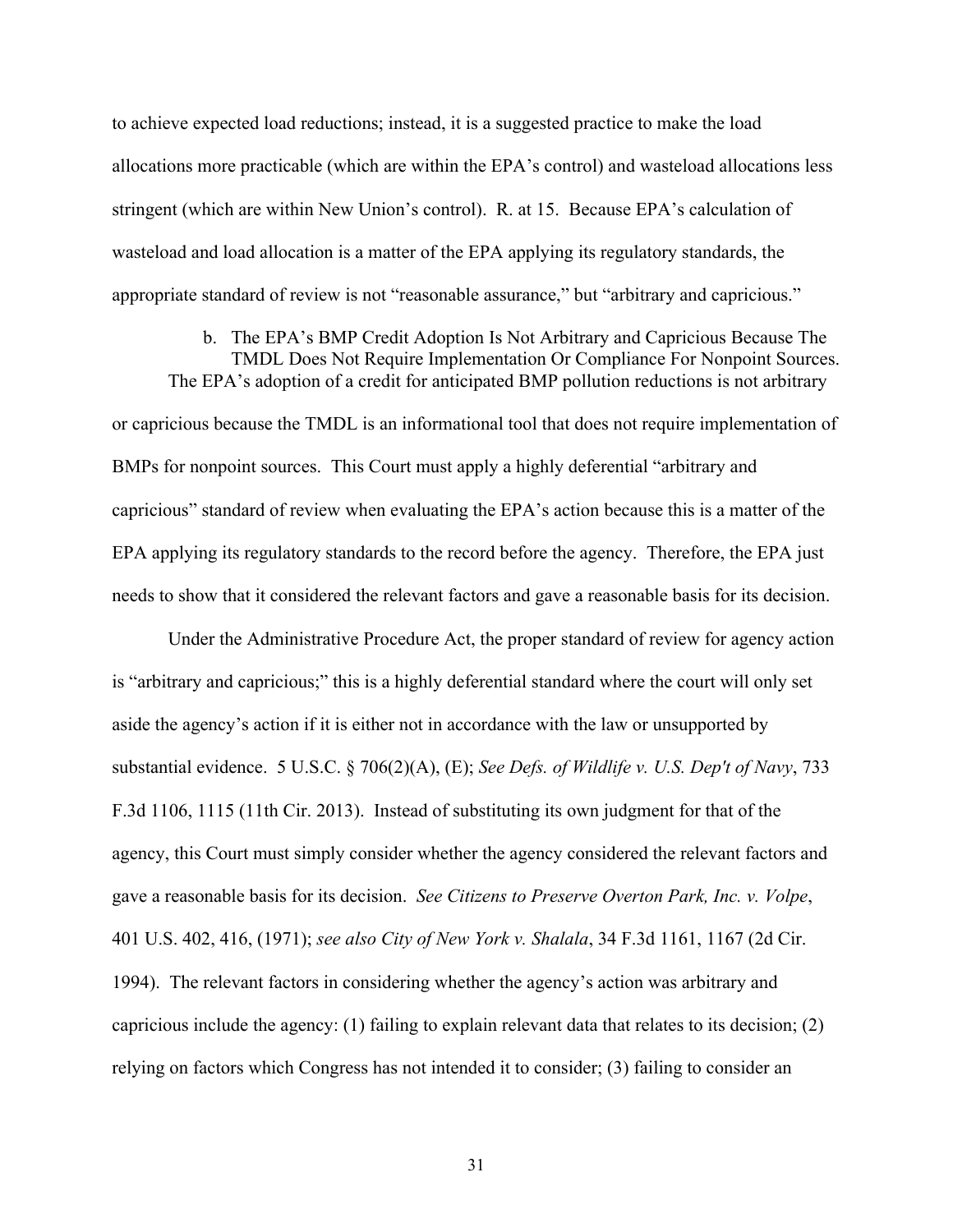to achieve expected load reductions; instead, it is a suggested practice to make the load allocations more practicable (which are within the EPA's control) and wasteload allocations less stringent (which are within New Union's control). R. at 15. Because EPA's calculation of wasteload and load allocation is a matter of the EPA applying its regulatory standards, the appropriate standard of review is not "reasonable assurance," but "arbitrary and capricious."

b. The EPA's BMP Credit Adoption Is Not Arbitrary and Capricious Because The TMDL Does Not Require Implementation Or Compliance For Nonpoint Sources.

The EPA's adoption of a credit for anticipated BMP pollution reductions is not arbitrary or capricious because the TMDL is an informational tool that does not require implementation of BMPs for nonpoint sources. This Court must apply a highly deferential "arbitrary and capricious" standard of review when evaluating the EPA's action because this is a matter of the EPA applying its regulatory standards to the record before the agency. Therefore, the EPA just needs to show that it considered the relevant factors and gave a reasonable basis for its decision.

Under the Administrative Procedure Act, the proper standard of review for agency action is "arbitrary and capricious;" this is a highly deferential standard where the court will only set aside the agency's action if it is either not in accordance with the law or unsupported by substantial evidence. 5 U.S.C. § 706(2)(A), (E); *See Defs. of Wildlife v. U.S. Dep't of Navy*, 733 F.3d 1106, 1115 (11th Cir. 2013). Instead of substituting its own judgment for that of the agency, this Court must simply consider whether the agency considered the relevant factors and gave a reasonable basis for its decision. *See Citizens to Preserve Overton Park, Inc. v. Volpe*, 401 U.S. 402, 416, (1971); *see also City of New York v. Shalala*, 34 F.3d 1161, 1167 (2d Cir. 1994). The relevant factors in considering whether the agency's action was arbitrary and capricious include the agency: (1) failing to explain relevant data that relates to its decision; (2) relying on factors which Congress has not intended it to consider; (3) failing to consider an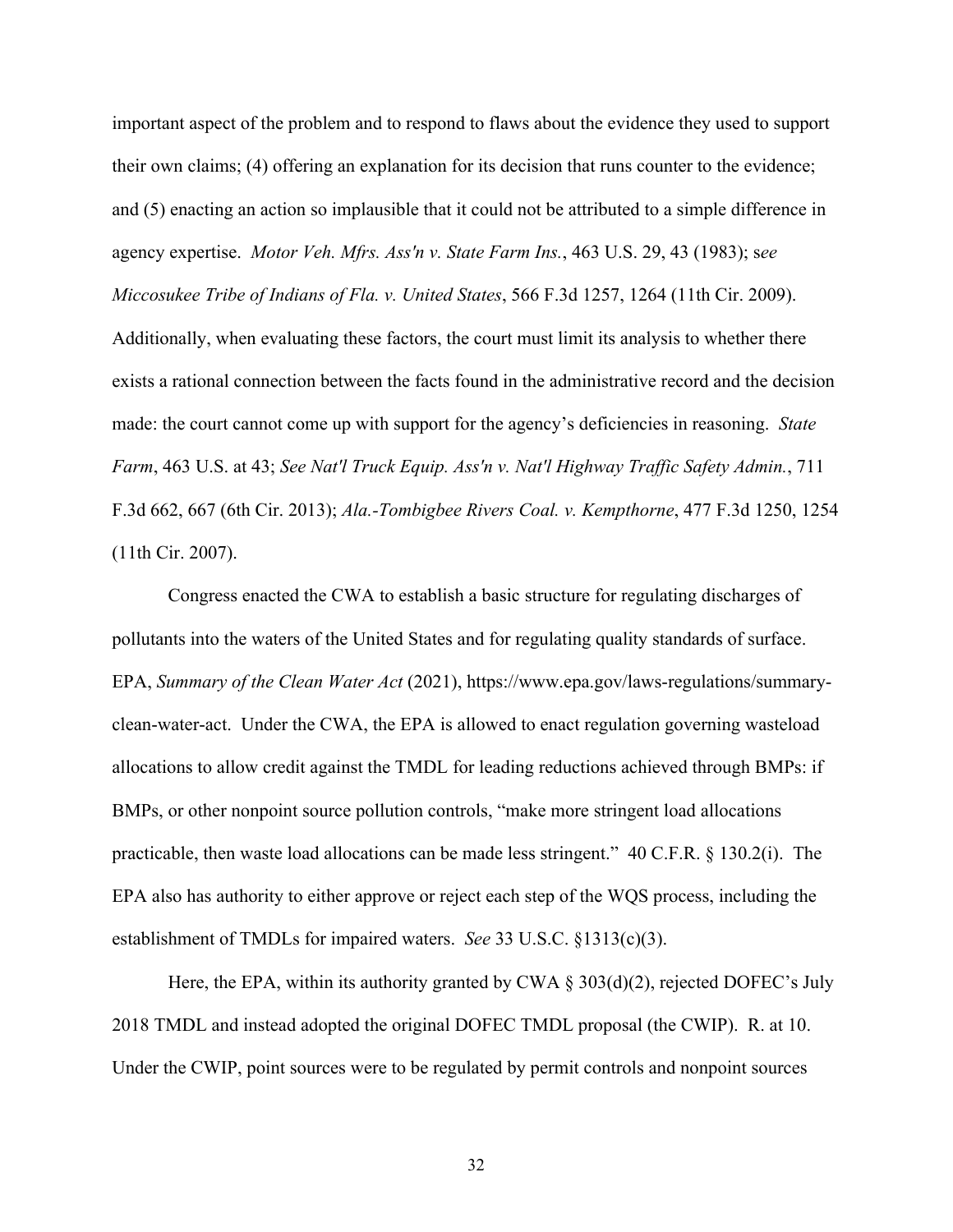important aspect of the problem and to respond to flaws about the evidence they used to support their own claims; (4) offering an explanation for its decision that runs counter to the evidence; and (5) enacting an action so implausible that it could not be attributed to a simple difference in agency expertise. *Motor Veh. Mfrs. Ass'n v. State Farm Ins.*, 463 U.S. 29, 43 (1983); s*ee Miccosukee Tribe of Indians of Fla. v. United States*, 566 F.3d 1257, 1264 (11th Cir. 2009). Additionally, when evaluating these factors, the court must limit its analysis to whether there exists a rational connection between the facts found in the administrative record and the decision made: the court cannot come up with support for the agency's deficiencies in reasoning. *State Farm*, 463 U.S. at 43; *See Nat'l Truck Equip. Ass'n v. Nat'l Highway Traffic Safety Admin.*, 711 F.3d 662, 667 (6th Cir. 2013); *Ala.-Tombigbee Rivers Coal. v. Kempthorne*, 477 F.3d 1250, 1254 (11th Cir. 2007).

Congress enacted the CWA to establish a basic structure for regulating discharges of pollutants into the waters of the United States and for regulating quality standards of surface. EPA, *Summary of the Clean Water Act* (2021), https://www.epa.gov/laws-regulations/summary-clean-water-act. Under the CWA, the EPA is allowed to enact regulation governing wasteload allocations to allow credit against the TMDL for leading reductions achieved through BMPs: if BMPs, or other nonpoint source pollution controls, "make more stringent load allocations practicable, then waste load allocations can be made less stringent." 40 C.F.R. § 130.2(i). The EPA also has authority to either approve or reject each step of the WQS process, including the establishment of TMDLs for impaired waters. *See* 33 U.S.C. §1313(c)(3).

Here, the EPA, within its authority granted by CWA § 303(d)(2), rejected DOFEC's July 2018 TMDL and instead adopted the original DOFEC TMDL proposal (the CWIP). R. at 10. Under the CWIP, point sources were to be regulated by permit controls and nonpoint sources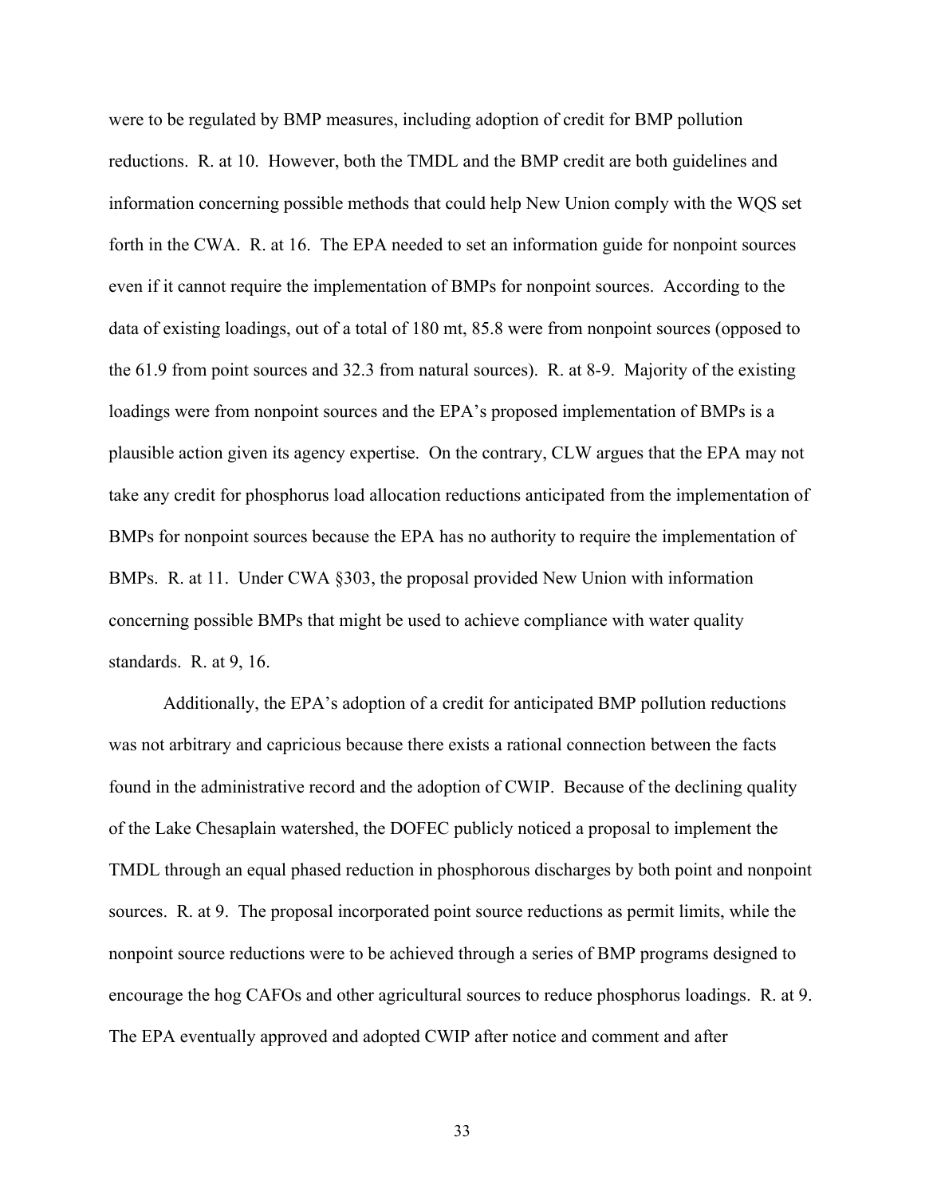were to be regulated by BMP measures, including adoption of credit for BMP pollution reductions. R. at 10. However, both the TMDL and the BMP credit are both guidelines and information concerning possible methods that could help New Union comply with the WQS set forth in the CWA. R. at 16. The EPA needed to set an information guide for nonpoint sources even if it cannot require the implementation of BMPs for nonpoint sources. According to the data of existing loadings, out of a total of 180 mt, 85.8 were from nonpoint sources (opposed to the 61.9 from point sources and 32.3 from natural sources). R. at 8-9. Majority of the existing loadings were from nonpoint sources and the EPA's proposed implementation of BMPs is a plausible action given its agency expertise. On the contrary, CLW argues that the EPA may not take any credit for phosphorus load allocation reductions anticipated from the implementation of BMPs for nonpoint sources because the EPA has no authority to require the implementation of BMPs. R. at 11. Under CWA §303, the proposal provided New Union with information concerning possible BMPs that might be used to achieve compliance with water quality standards. R. at 9, 16.

Additionally, the EPA's adoption of a credit for anticipated BMP pollution reductions was not arbitrary and capricious because there exists a rational connection between the facts found in the administrative record and the adoption of CWIP. Because of the declining quality of the Lake Chesaplain watershed, the DOFEC publicly noticed a proposal to implement the TMDL through an equal phased reduction in phosphorous discharges by both point and nonpoint sources. R. at 9. The proposal incorporated point source reductions as permit limits, while the nonpoint source reductions were to be achieved through a series of BMP programs designed to encourage the hog CAFOs and other agricultural sources to reduce phosphorus loadings. R. at 9. The EPA eventually approved and adopted CWIP after notice and comment and after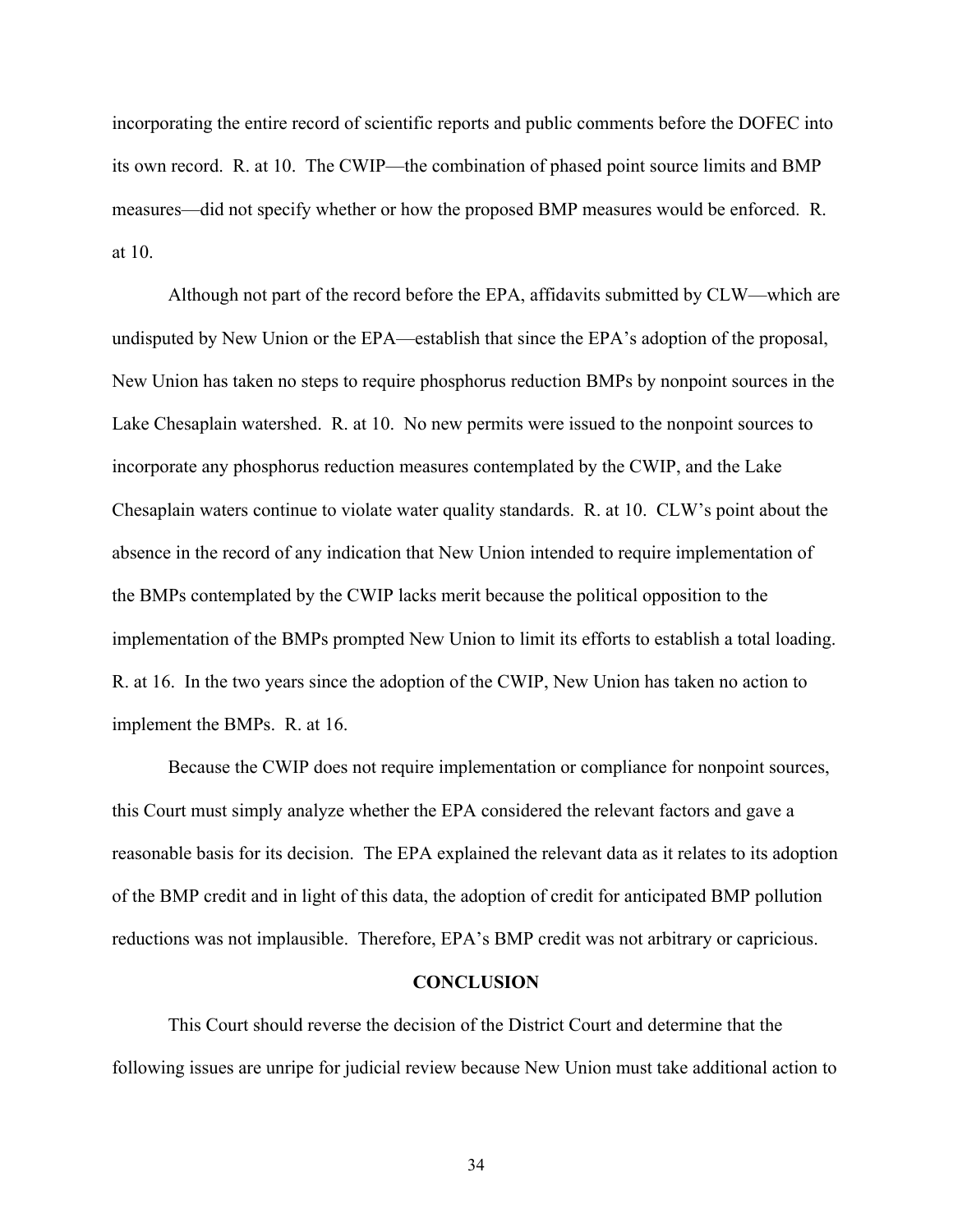incorporating the entire record of scientific reports and public comments before the DOFEC into its own record. R. at 10. The CWIP—the combination of phased point source limits and BMP measures—did not specify whether or how the proposed BMP measures would be enforced. R. at 10.

Although not part of the record before the EPA, affidavits submitted by CLW—which are undisputed by New Union or the EPA—establish that since the EPA's adoption of the proposal, New Union has taken no steps to require phosphorus reduction BMPs by nonpoint sources in the Lake Chesaplain watershed. R. at 10. No new permits were issued to the nonpoint sources to incorporate any phosphorus reduction measures contemplated by the CWIP, and the Lake Chesaplain waters continue to violate water quality standards. R. at 10. CLW's point about the absence in the record of any indication that New Union intended to require implementation of the BMPs contemplated by the CWIP lacks merit because the political opposition to the implementation of the BMPs prompted New Union to limit its efforts to establish a total loading. R. at 16. In the two years since the adoption of the CWIP, New Union has taken no action to implement the BMPs. R. at 16.

Because the CWIP does not require implementation or compliance for nonpoint sources, this Court must simply analyze whether the EPA considered the relevant factors and gave a reasonable basis for its decision. The EPA explained the relevant data as it relates to its adoption of the BMP credit and in light of this data, the adoption of credit for anticipated BMP pollution reductions was not implausible. Therefore, EPA's BMP credit was not arbitrary or capricious.

## CONCLUSION

This Court should reverse the decision of the District Court and determine that the following issues are unripe for judicial review because New Union must take additional action to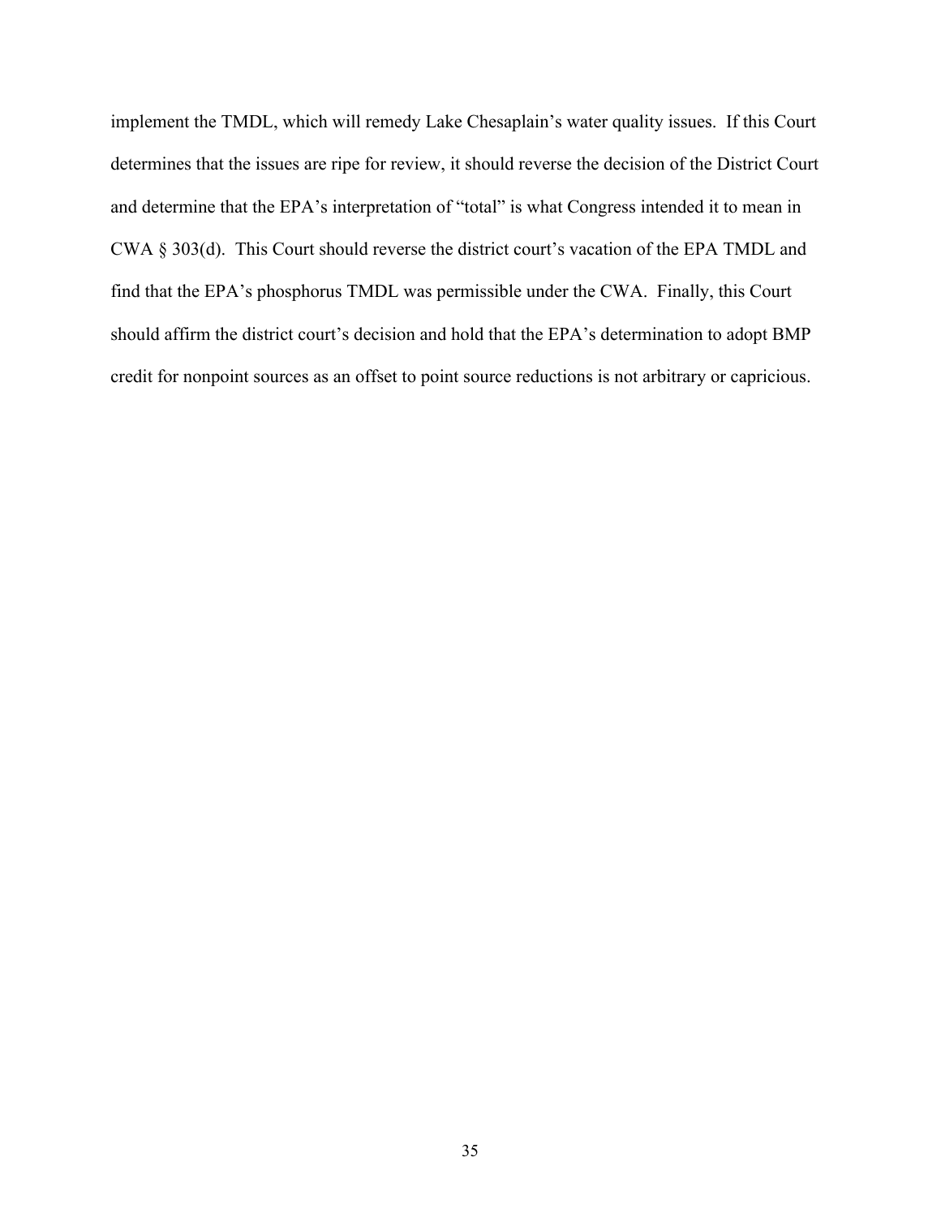implement the TMDL, which will remedy Lake Chesaplain's water quality issues. If this Court determines that the issues are ripe for review, it should reverse the decision of the District Court and determine that the EPA's interpretation of "total" is what Congress intended it to mean in CWA § 303(d). This Court should reverse the district court's vacation of the EPA TMDL and find that the EPA's phosphorus TMDL was permissible under the CWA. Finally, this Court should affirm the district court's decision and hold that the EPA's determination to adopt BMP credit for nonpoint sources as an offset to point source reductions is not arbitrary or capricious.